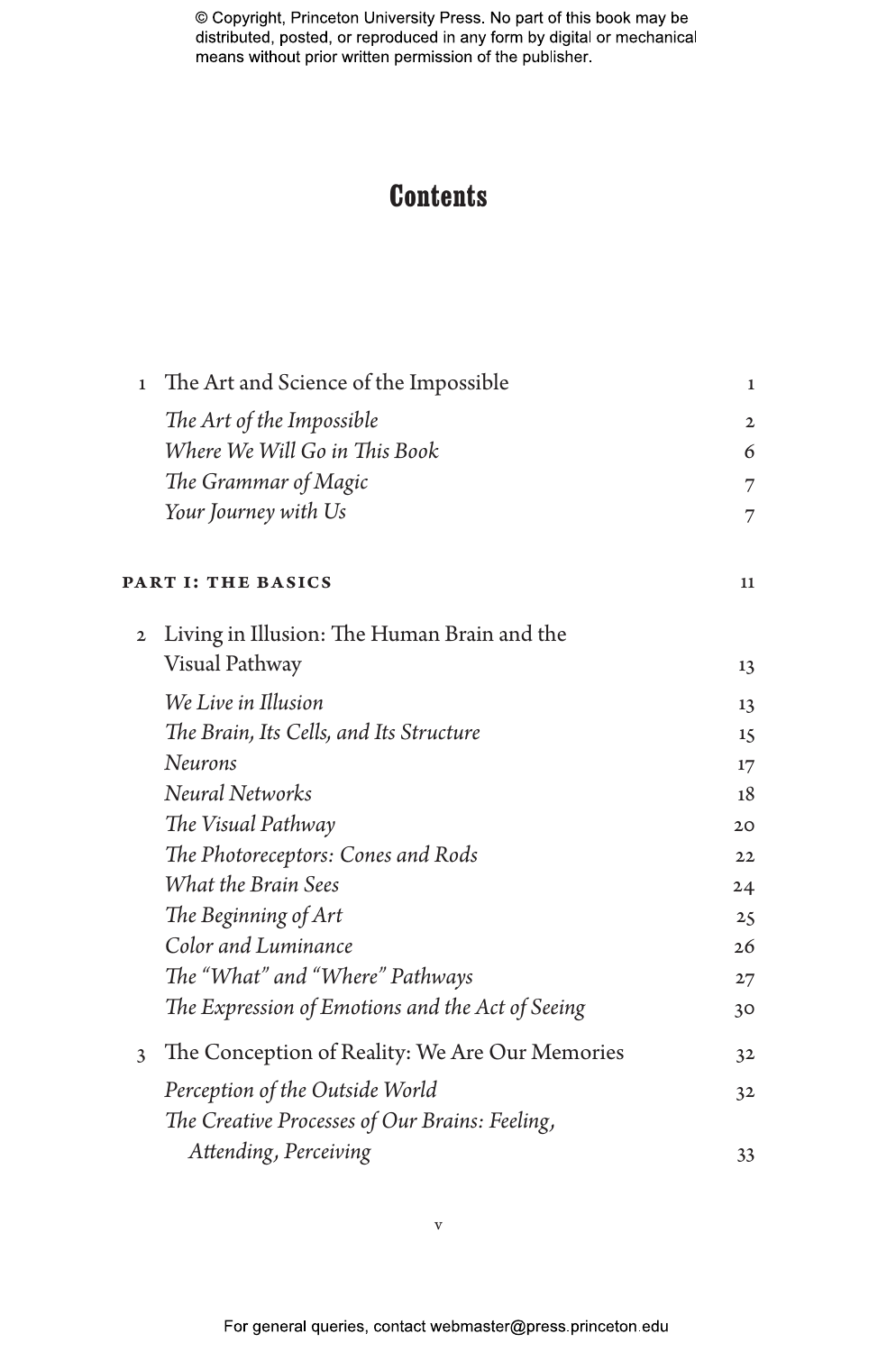# Contents

| | | |
|---|---|---|
| 1 | The Art and Science of the Impossible | 1 |
| | *The Art of the Impossible* | 2 |
| | *Where We Will Go in This Book* | 6 |
| | *The Grammar of Magic* | 7 |
| | *Your Journey with Us* | 7 |
| **PART I: THE BASICS** | | 11 |
| 2 | Living in Illusion: The Human Brain and the Visual Pathway | 13 |
| | *We Live in Illusion* | 13 |
| | *The Brain, Its Cells, and Its Structure* | 15 |
| | *Neurons* | 17 |
| | *Neural Networks* | 18 |
| | *The Visual Pathway* | 20 |
| | *The Photoreceptors: Cones and Rods* | 22 |
| | *What the Brain Sees* | 24 |
| | *The Beginning of Art* | 25 |
| | *Color and Luminance* | 26 |
| | *The "What" and "Where" Pathways* | 27 |
| | *The Expression of Emotions and the Act of Seeing* | 30 |
| 3 | The Conception of Reality: We Are Our Memories | 32 |
| | *Perception of the Outside World* | 32 |
| | *The Creative Processes of Our Brains: Feeling, Attending, Perceiving* | 33 |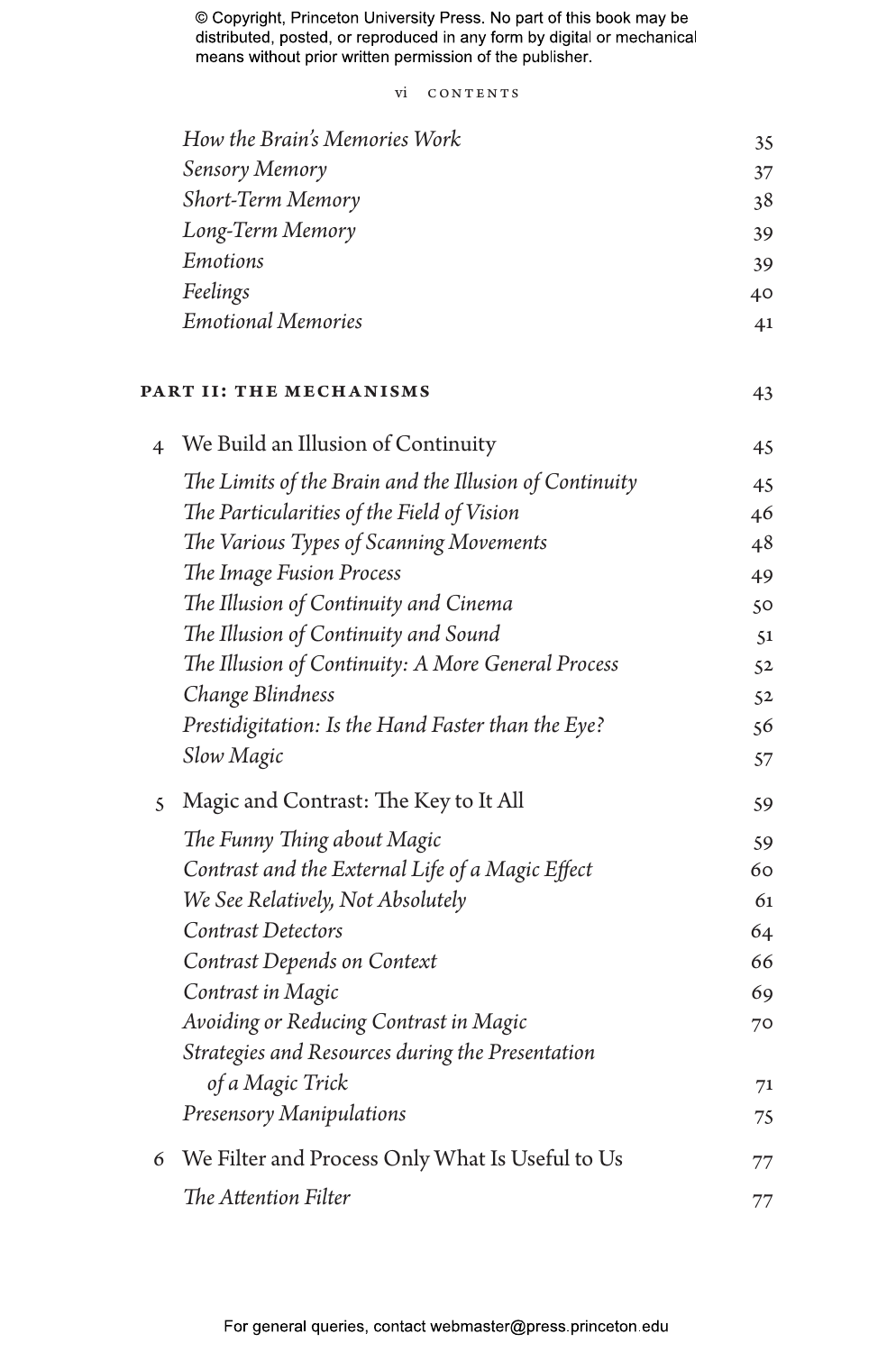*How the Brain's Memories Work* 35
*Sensory Memory* 37
*Short-Term Memory* 38
*Long-Term Memory* 39
*Emotions* 39
*Feelings* 40
*Emotional Memories* 41

## PART II: THE MECHANISMS 43

### 4 We Build an Illusion of Continuity 45

*The Limits of the Brain and the Illusion of Continuity* 45
*The Particularities of the Field of Vision* 46
*The Various Types of Scanning Movements* 48
*The Image Fusion Process* 49
*The Illusion of Continuity and Cinema* 50
*The Illusion of Continuity and Sound* 51
*The Illusion of Continuity: A More General Process* 52
*Change Blindness* 52
*Prestidigitation: Is the Hand Faster than the Eye?* 56
*Slow Magic* 57

### 5 Magic and Contrast: The Key to It All 59

*The Funny Thing about Magic* 59
*Contrast and the External Life of a Magic Effect* 60
*We See Relatively, Not Absolutely* 61
*Contrast Detectors* 64
*Contrast Depends on Context* 66
*Contrast in Magic* 69
*Avoiding or Reducing Contrast in Magic* 70
*Strategies and Resources during the Presentation of a Magic Trick* 71
*Presensory Manipulations* 75

### 6 We Filter and Process Only What Is Useful to Us 77

*The Attention Filter* 77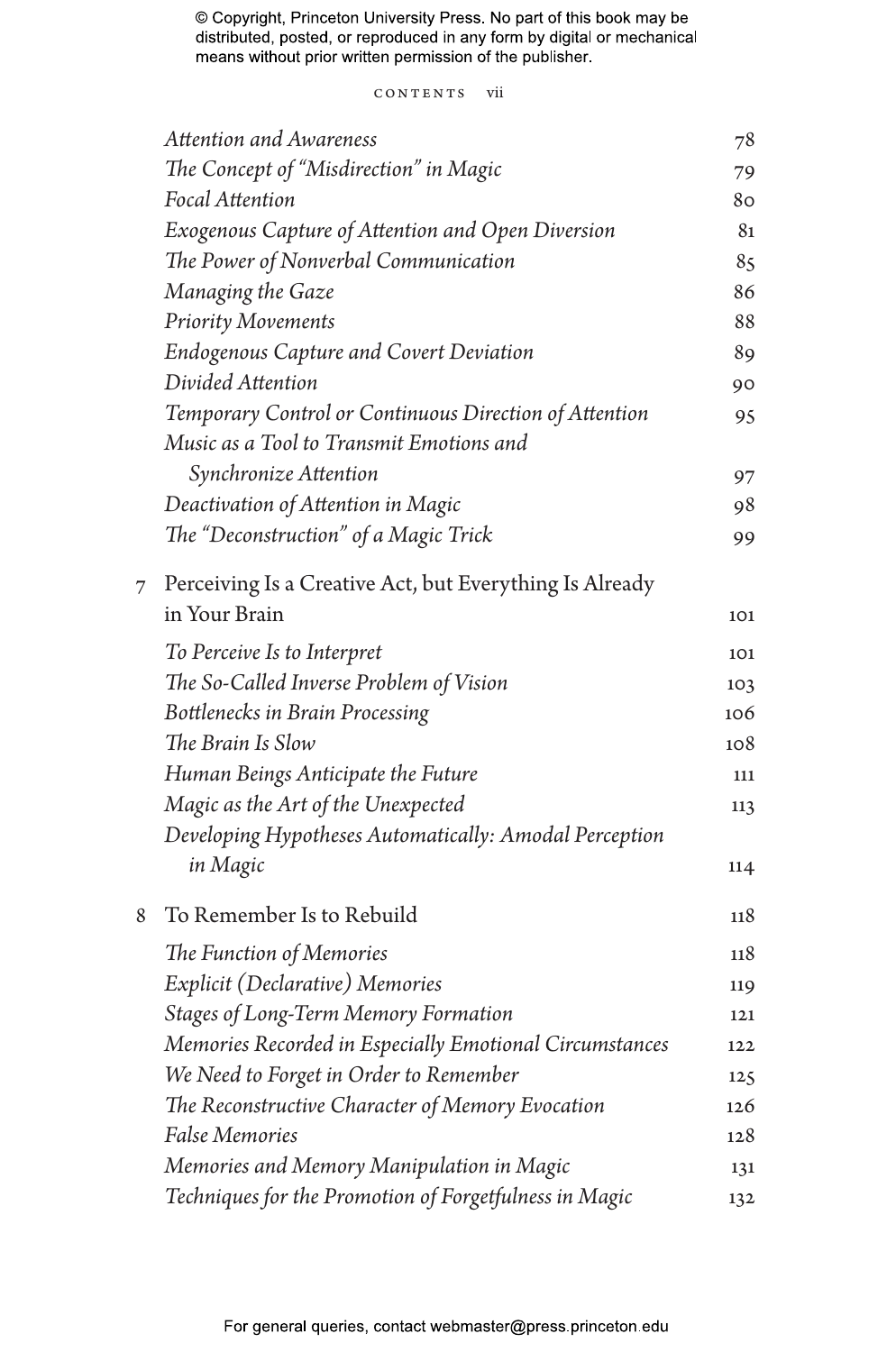*Attention and Awareness* 78
*The Concept of "Misdirection" in Magic* 79
*Focal Attention* 80
*Exogenous Capture of Attention and Open Diversion* 81
*The Power of Nonverbal Communication* 85
*Managing the Gaze* 86
*Priority Movements* 88
*Endogenous Capture and Covert Deviation* 89
*Divided Attention* 90
*Temporary Control or Continuous Direction of Attention* 95
*Music as a Tool to Transmit Emotions and Synchronize Attention* 97
*Deactivation of Attention in Magic* 98
*The "Deconstruction" of a Magic Trick* 99

7 Perceiving Is a Creative Act, but Everything Is Already in Your Brain 101

*To Perceive Is to Interpret* 101
*The So-Called Inverse Problem of Vision* 103
*Bottlenecks in Brain Processing* 106
*The Brain Is Slow* 108
*Human Beings Anticipate the Future* 111
*Magic as the Art of the Unexpected* 113
*Developing Hypotheses Automatically: Amodal Perception in Magic* 114

8 To Remember Is to Rebuild 118

*The Function of Memories* 118
*Explicit (Declarative) Memories* 119
*Stages of Long-Term Memory Formation* 121
*Memories Recorded in Especially Emotional Circumstances* 122
*We Need to Forget in Order to Remember* 125
*The Reconstructive Character of Memory Evocation* 126
*False Memories* 128
*Memories and Memory Manipulation in Magic* 131
*Techniques for the Promotion of Forgetfulness in Magic* 132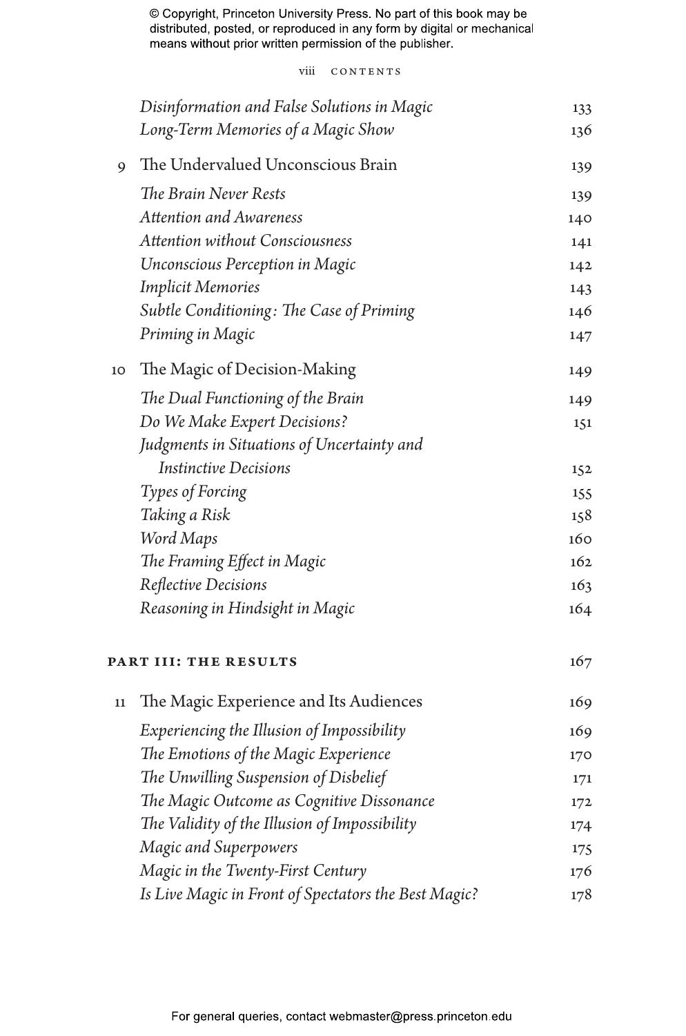*Disinformation and False Solutions in Magic* 133
*Long-Term Memories of a Magic Show* 136

9 The Undervalued Unconscious Brain 139

*The Brain Never Rests* 139
*Attention and Awareness* 140
*Attention without Consciousness* 141
*Unconscious Perception in Magic* 142
*Implicit Memories* 143
*Subtle Conditioning: The Case of Priming* 146
*Priming in Magic* 147

10 The Magic of Decision-Making 149

*The Dual Functioning of the Brain* 149
*Do We Make Expert Decisions?* 151
*Judgments in Situations of Uncertainty and Instinctive Decisions* 152
*Types of Forcing* 155
*Taking a Risk* 158
*Word Maps* 160
*The Framing Effect in Magic* 162
*Reflective Decisions* 163
*Reasoning in Hindsight in Magic* 164

**PART III: THE RESULTS** 167

11 The Magic Experience and Its Audiences 169

*Experiencing the Illusion of Impossibility* 169
*The Emotions of the Magic Experience* 170
*The Unwilling Suspension of Disbelief* 171
*The Magic Outcome as Cognitive Dissonance* 172
*The Validity of the Illusion of Impossibility* 174
*Magic and Superpowers* 175
*Magic in the Twenty-First Century* 176
*Is Live Magic in Front of Spectators the Best Magic?* 178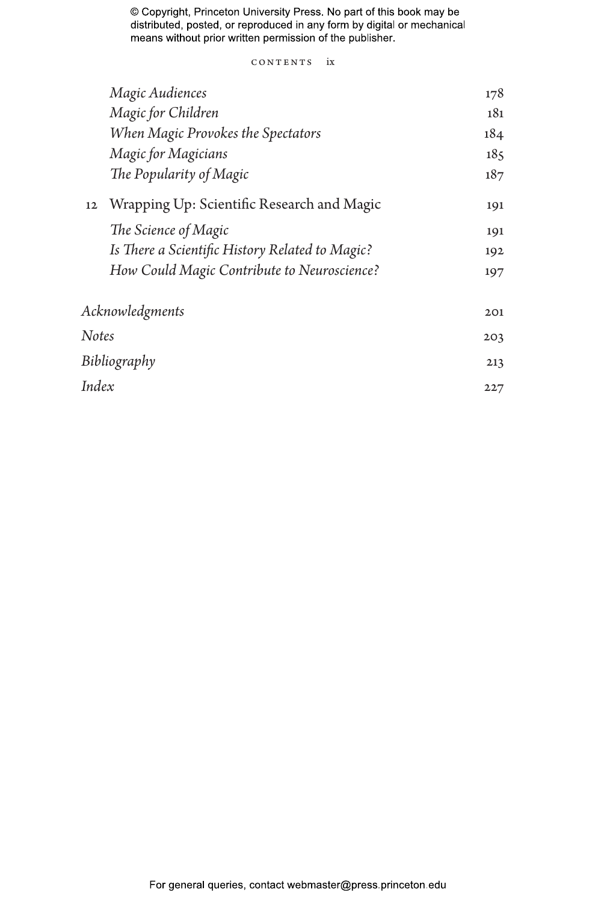*Magic Audiences* 178

*Magic for Children* 181

*When Magic Provokes the Spectators* 184

*Magic for Magicians* 185

*The Popularity of Magic* 187

12 Wrapping Up: Scientific Research and Magic 191

*The Science of Magic* 191

*Is There a Scientific History Related to Magic?* 192

*How Could Magic Contribute to Neuroscience?* 197

*Acknowledgments* 201

*Notes* 203

*Bibliography* 213

*Index* 227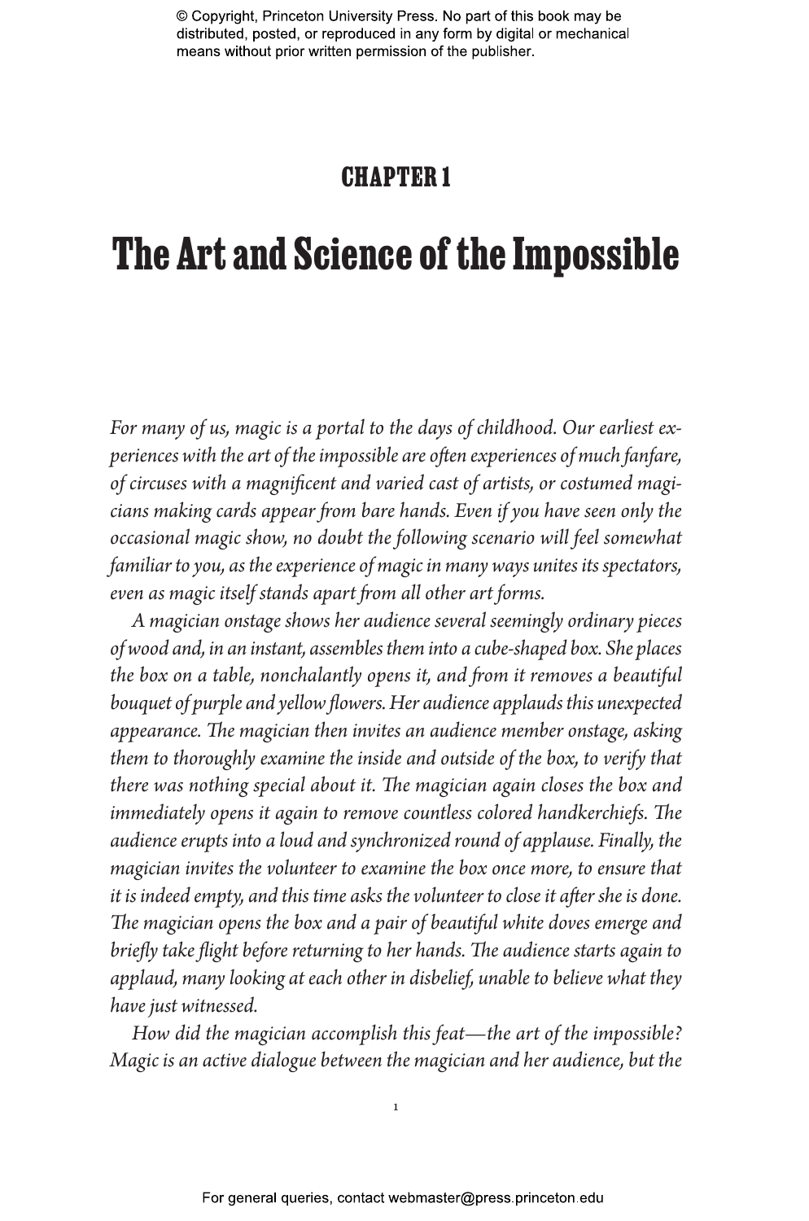# CHAPTER 1

# The Art and Science of the Impossible

*For many of us, magic is a portal to the days of childhood. Our earliest experiences with the art of the impossible are often experiences of much fanfare, of circuses with a magnificent and varied cast of artists, or costumed magicians making cards appear from bare hands. Even if you have seen only the occasional magic show, no doubt the following scenario will feel somewhat familiar to you, as the experience of magic in many ways unites its spectators, even as magic itself stands apart from all other art forms.*

*A magician onstage shows her audience several seemingly ordinary pieces of wood and, in an instant, assembles them into a cube-shaped box. She places the box on a table, nonchalantly opens it, and from it removes a beautiful bouquet of purple and yellow flowers. Her audience applauds this unexpected appearance. The magician then invites an audience member onstage, asking them to thoroughly examine the inside and outside of the box, to verify that there was nothing special about it. The magician again closes the box and immediately opens it again to remove countless colored handkerchiefs. The audience erupts into a loud and synchronized round of applause. Finally, the magician invites the volunteer to examine the box once more, to ensure that it is indeed empty, and this time asks the volunteer to close it after she is done. The magician opens the box and a pair of beautiful white doves emerge and briefly take flight before returning to her hands. The audience starts again to applaud, many looking at each other in disbelief, unable to believe what they have just witnessed.*

*How did the magician accomplish this feat—the art of the impossible? Magic is an active dialogue between the magician and her audience, but the*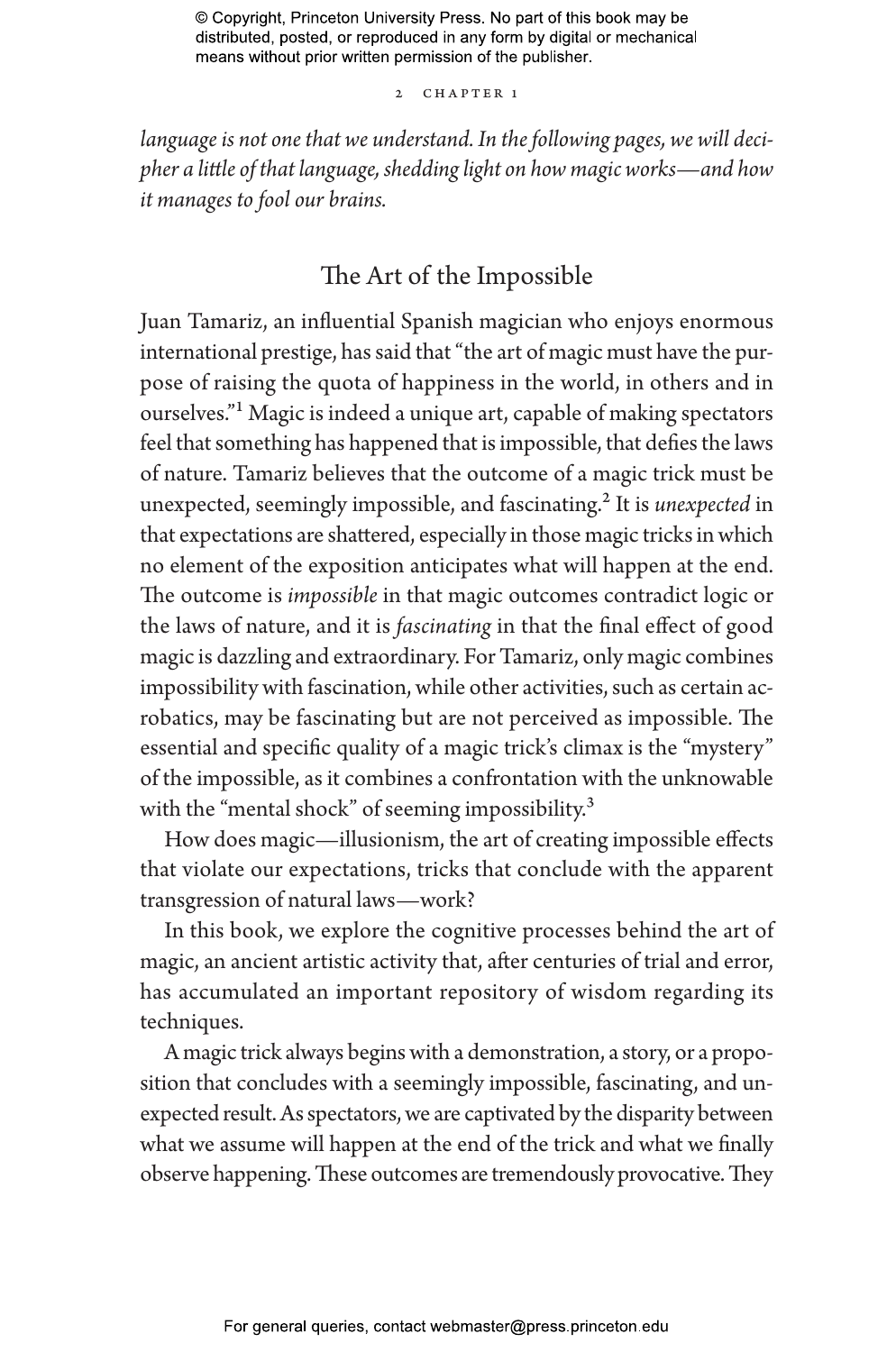*language is not one that we understand. In the following pages, we will decipher a little of that language, shedding light on how magic works—and how it manages to fool our brains.*

## The Art of the Impossible

Juan Tamariz, an influential Spanish magician who enjoys enormous international prestige, has said that "the art of magic must have the purpose of raising the quota of happiness in the world, in others and in ourselves."[1] Magic is indeed a unique art, capable of making spectators feel that something has happened that is impossible, that defies the laws of nature. Tamariz believes that the outcome of a magic trick must be unexpected, seemingly impossible, and fascinating.[2] It is *unexpected* in that expectations are shattered, especially in those magic tricks in which no element of the exposition anticipates what will happen at the end. The outcome is *impossible* in that magic outcomes contradict logic or the laws of nature, and it is *fascinating* in that the final effect of good magic is dazzling and extraordinary. For Tamariz, only magic combines impossibility with fascination, while other activities, such as certain acrobatics, may be fascinating but are not perceived as impossible. The essential and specific quality of a magic trick's climax is the "mystery" of the impossible, as it combines a confrontation with the unknowable with the "mental shock" of seeming impossibility.[3]

How does magic—illusionism, the art of creating impossible effects that violate our expectations, tricks that conclude with the apparent transgression of natural laws—work?

In this book, we explore the cognitive processes behind the art of magic, an ancient artistic activity that, after centuries of trial and error, has accumulated an important repository of wisdom regarding its techniques.

A magic trick always begins with a demonstration, a story, or a proposition that concludes with a seemingly impossible, fascinating, and unexpected result. As spectators, we are captivated by the disparity between what we assume will happen at the end of the trick and what we finally observe happening. These outcomes are tremendously provocative. They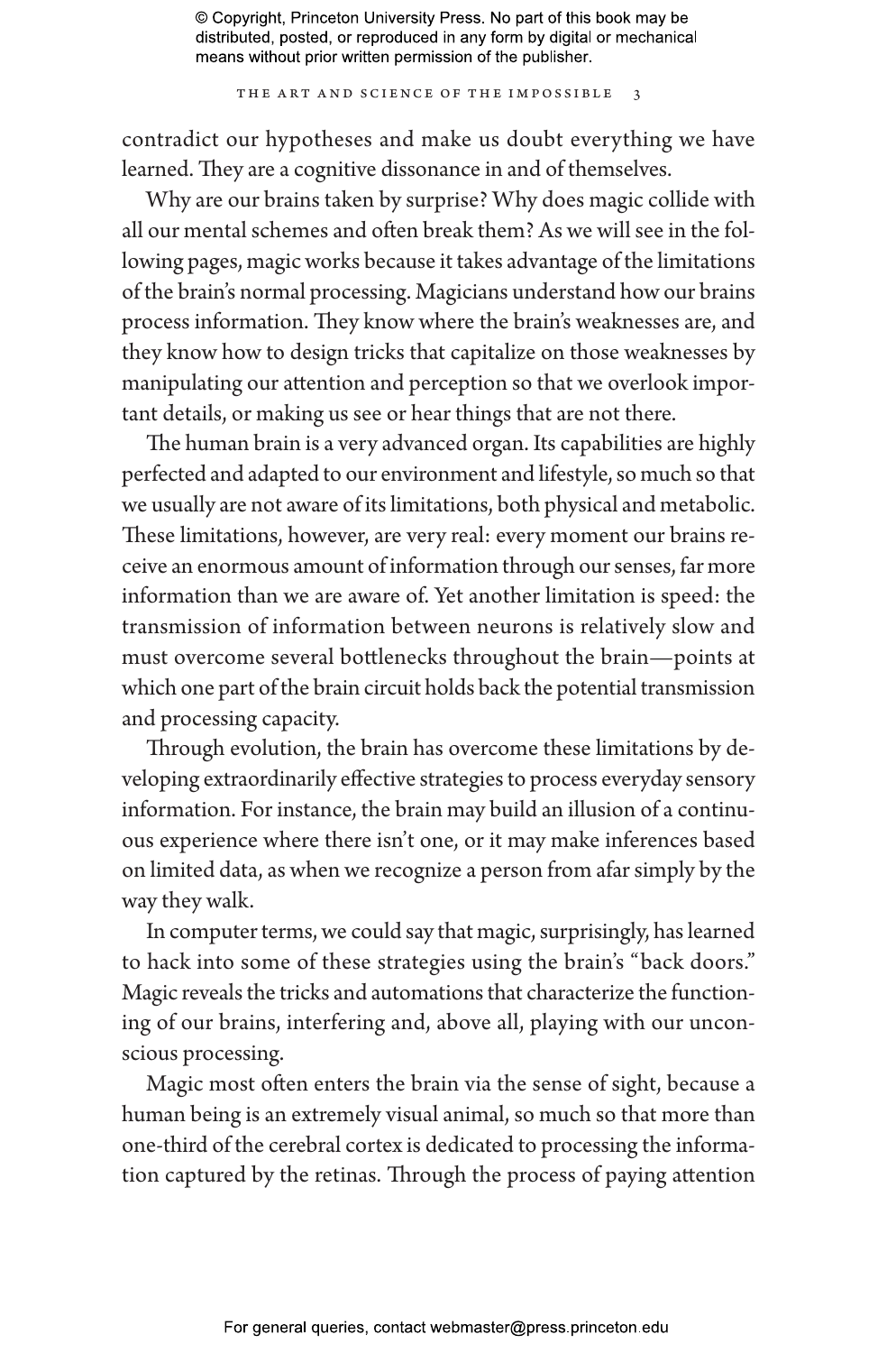contradict our hypotheses and make us doubt everything we have learned. They are a cognitive dissonance in and of themselves.

Why are our brains taken by surprise? Why does magic collide with all our mental schemes and often break them? As we will see in the following pages, magic works because it takes advantage of the limitations of the brain's normal processing. Magicians understand how our brains process information. They know where the brain's weaknesses are, and they know how to design tricks that capitalize on those weaknesses by manipulating our attention and perception so that we overlook important details, or making us see or hear things that are not there.

The human brain is a very advanced organ. Its capabilities are highly perfected and adapted to our environment and lifestyle, so much so that we usually are not aware of its limitations, both physical and metabolic. These limitations, however, are very real: every moment our brains receive an enormous amount of information through our senses, far more information than we are aware of. Yet another limitation is speed: the transmission of information between neurons is relatively slow and must overcome several bottlenecks throughout the brain—points at which one part of the brain circuit holds back the potential transmission and processing capacity.

Through evolution, the brain has overcome these limitations by developing extraordinarily effective strategies to process everyday sensory information. For instance, the brain may build an illusion of a continuous experience where there isn't one, or it may make inferences based on limited data, as when we recognize a person from afar simply by the way they walk.

In computer terms, we could say that magic, surprisingly, has learned to hack into some of these strategies using the brain's "back doors." Magic reveals the tricks and automations that characterize the functioning of our brains, interfering and, above all, playing with our unconscious processing.

Magic most often enters the brain via the sense of sight, because a human being is an extremely visual animal, so much so that more than one-third of the cerebral cortex is dedicated to processing the information captured by the retinas. Through the process of paying attention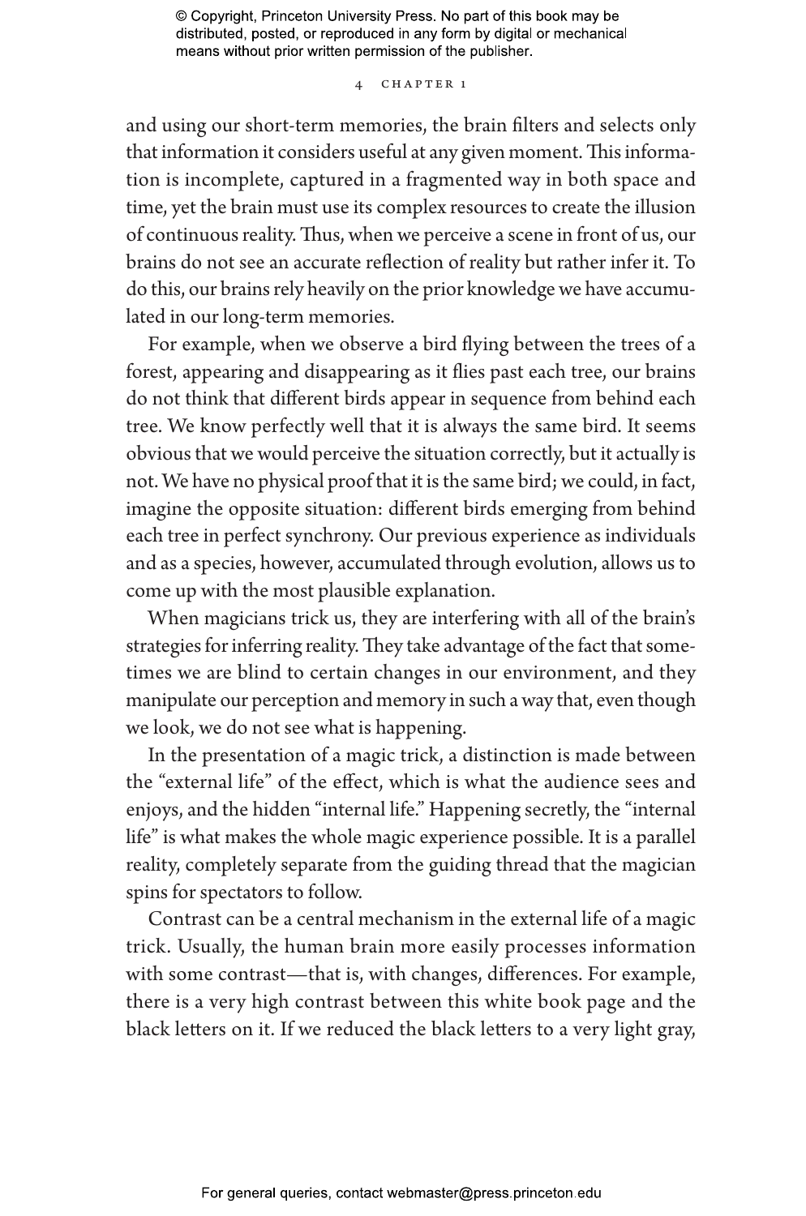and using our short-term memories, the brain filters and selects only that information it considers useful at any given moment. This information is incomplete, captured in a fragmented way in both space and time, yet the brain must use its complex resources to create the illusion of continuous reality. Thus, when we perceive a scene in front of us, our brains do not see an accurate reflection of reality but rather infer it. To do this, our brains rely heavily on the prior knowledge we have accumulated in our long-term memories.

For example, when we observe a bird flying between the trees of a forest, appearing and disappearing as it flies past each tree, our brains do not think that different birds appear in sequence from behind each tree. We know perfectly well that it is always the same bird. It seems obvious that we would perceive the situation correctly, but it actually is not. We have no physical proof that it is the same bird; we could, in fact, imagine the opposite situation: different birds emerging from behind each tree in perfect synchrony. Our previous experience as individuals and as a species, however, accumulated through evolution, allows us to come up with the most plausible explanation.

When magicians trick us, they are interfering with all of the brain's strategies for inferring reality. They take advantage of the fact that sometimes we are blind to certain changes in our environment, and they manipulate our perception and memory in such a way that, even though we look, we do not see what is happening.

In the presentation of a magic trick, a distinction is made between the "external life" of the effect, which is what the audience sees and enjoys, and the hidden "internal life." Happening secretly, the "internal life" is what makes the whole magic experience possible. It is a parallel reality, completely separate from the guiding thread that the magician spins for spectators to follow.

Contrast can be a central mechanism in the external life of a magic trick. Usually, the human brain more easily processes information with some contrast—that is, with changes, differences. For example, there is a very high contrast between this white book page and the black letters on it. If we reduced the black letters to a very light gray,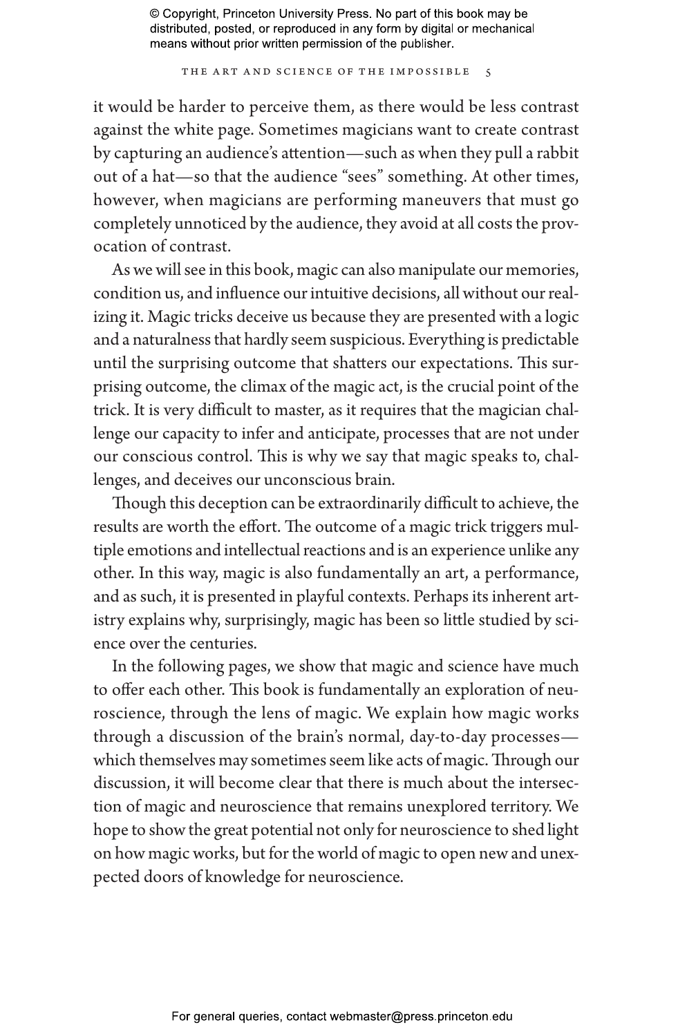it would be harder to perceive them, as there would be less contrast against the white page. Sometimes magicians want to create contrast by capturing an audience's attention—such as when they pull a rabbit out of a hat—so that the audience "sees" something. At other times, however, when magicians are performing maneuvers that must go completely unnoticed by the audience, they avoid at all costs the provocation of contrast.

As we will see in this book, magic can also manipulate our memories, condition us, and influence our intuitive decisions, all without our realizing it. Magic tricks deceive us because they are presented with a logic and a naturalness that hardly seem suspicious. Everything is predictable until the surprising outcome that shatters our expectations. This surprising outcome, the climax of the magic act, is the crucial point of the trick. It is very difficult to master, as it requires that the magician challenge our capacity to infer and anticipate, processes that are not under our conscious control. This is why we say that magic speaks to, challenges, and deceives our unconscious brain.

Though this deception can be extraordinarily difficult to achieve, the results are worth the effort. The outcome of a magic trick triggers multiple emotions and intellectual reactions and is an experience unlike any other. In this way, magic is also fundamentally an art, a performance, and as such, it is presented in playful contexts. Perhaps its inherent artistry explains why, surprisingly, magic has been so little studied by science over the centuries.

In the following pages, we show that magic and science have much to offer each other. This book is fundamentally an exploration of neuroscience, through the lens of magic. We explain how magic works through a discussion of the brain's normal, day-to-day processes—which themselves may sometimes seem like acts of magic. Through our discussion, it will become clear that there is much about the intersection of magic and neuroscience that remains unexplored territory. We hope to show the great potential not only for neuroscience to shed light on how magic works, but for the world of magic to open new and unexpected doors of knowledge for neuroscience.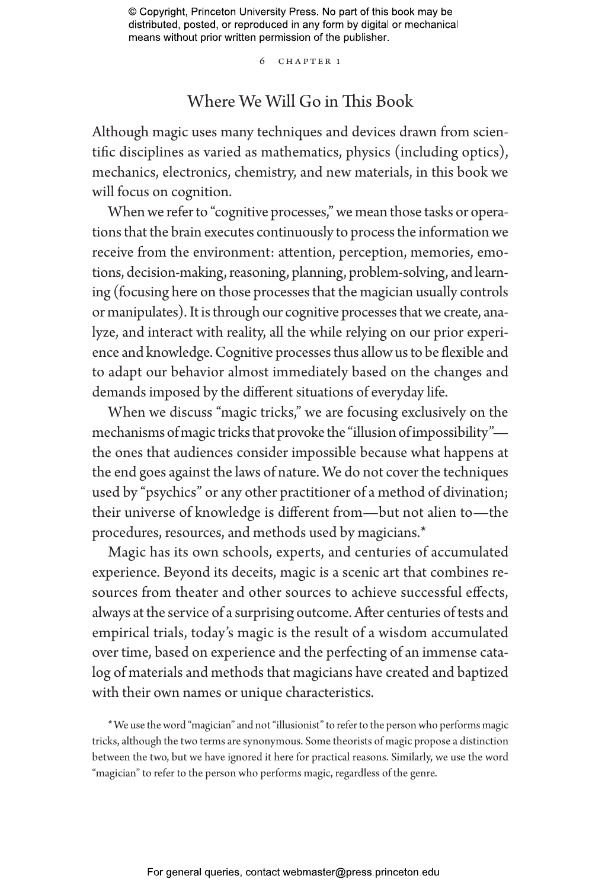## Where We Will Go in This Book

Although magic uses many techniques and devices drawn from scientific disciplines as varied as mathematics, physics (including optics), mechanics, electronics, chemistry, and new materials, in this book we will focus on cognition.

When we refer to "cognitive processes," we mean those tasks or operations that the brain executes continuously to process the information we receive from the environment: attention, perception, memories, emotions, decision-making, reasoning, planning, problem-solving, and learning (focusing here on those processes that the magician usually controls or manipulates). It is through our cognitive processes that we create, analyze, and interact with reality, all the while relying on our prior experience and knowledge. Cognitive processes thus allow us to be flexible and to adapt our behavior almost immediately based on the changes and demands imposed by the different situations of everyday life.

When we discuss "magic tricks," we are focusing exclusively on the mechanisms of magic tricks that provoke the "illusion of impossibility"—the ones that audiences consider impossible because what happens at the end goes against the laws of nature. We do not cover the techniques used by "psychics" or any other practitioner of a method of divination; their universe of knowledge is different from—but not alien to—the procedures, resources, and methods used by magicians.*

Magic has its own schools, experts, and centuries of accumulated experience. Beyond its deceits, magic is a scenic art that combines resources from theater and other sources to achieve successful effects, always at the service of a surprising outcome. After centuries of tests and empirical trials, today's magic is the result of a wisdom accumulated over time, based on experience and the perfecting of an immense catalog of materials and methods that magicians have created and baptized with their own names or unique characteristics.

* We use the word "magician" and not "illusionist" to refer to the person who performs magic tricks, although the two terms are synonymous. Some theorists of magic propose a distinction between the two, but we have ignored it here for practical reasons. Similarly, we use the word "magician" to refer to the person who performs magic, regardless of the genre.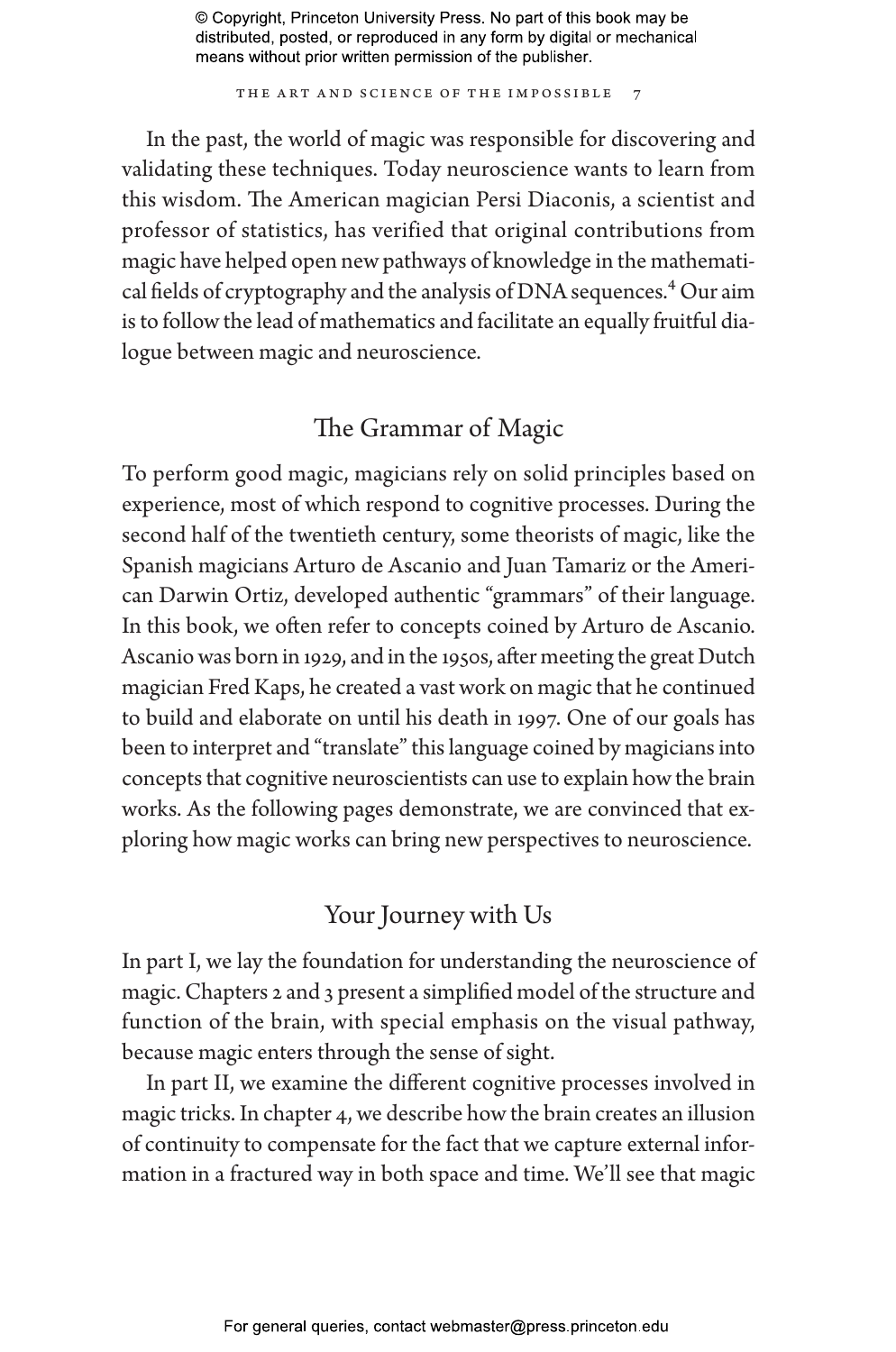In the past, the world of magic was responsible for discovering and validating these techniques. Today neuroscience wants to learn from this wisdom. The American magician Persi Diaconis, a scientist and professor of statistics, has verified that original contributions from magic have helped open new pathways of knowledge in the mathematical fields of cryptography and the analysis of DNA sequences.[4] Our aim is to follow the lead of mathematics and facilitate an equally fruitful dialogue between magic and neuroscience.

## The Grammar of Magic

To perform good magic, magicians rely on solid principles based on experience, most of which respond to cognitive processes. During the second half of the twentieth century, some theorists of magic, like the Spanish magicians Arturo de Ascanio and Juan Tamariz or the American Darwin Ortiz, developed authentic "grammars" of their language. In this book, we often refer to concepts coined by Arturo de Ascanio. Ascanio was born in 1929, and in the 1950s, after meeting the great Dutch magician Fred Kaps, he created a vast work on magic that he continued to build and elaborate on until his death in 1997. One of our goals has been to interpret and "translate" this language coined by magicians into concepts that cognitive neuroscientists can use to explain how the brain works. As the following pages demonstrate, we are convinced that exploring how magic works can bring new perspectives to neuroscience.

## Your Journey with Us

In part I, we lay the foundation for understanding the neuroscience of magic. Chapters 2 and 3 present a simplified model of the structure and function of the brain, with special emphasis on the visual pathway, because magic enters through the sense of sight.

In part II, we examine the different cognitive processes involved in magic tricks. In chapter 4, we describe how the brain creates an illusion of continuity to compensate for the fact that we capture external information in a fractured way in both space and time. We'll see that magic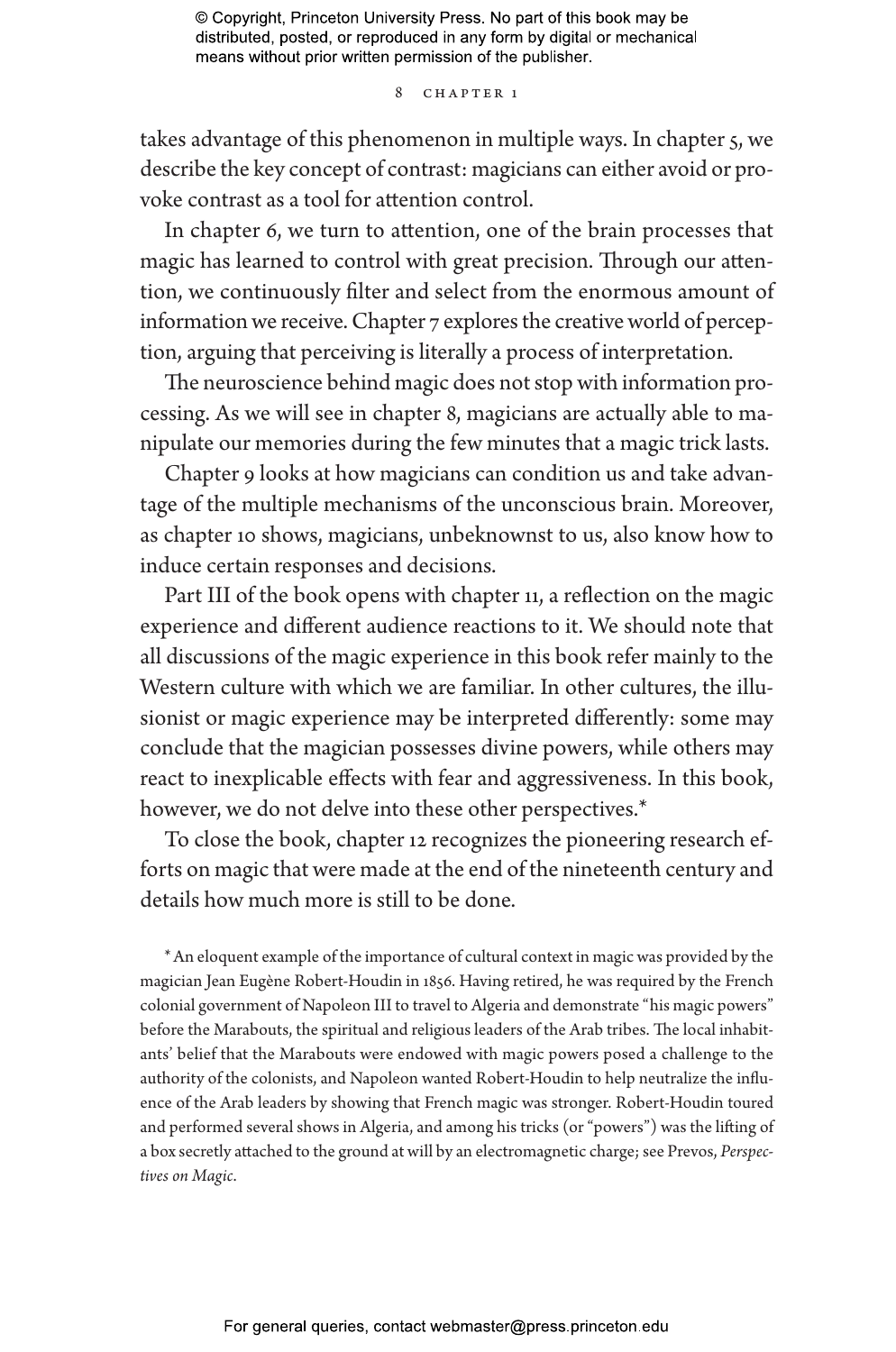takes advantage of this phenomenon in multiple ways. In chapter 5, we describe the key concept of contrast: magicians can either avoid or provoke contrast as a tool for attention control.

In chapter 6, we turn to attention, one of the brain processes that magic has learned to control with great precision. Through our attention, we continuously filter and select from the enormous amount of information we receive. Chapter 7 explores the creative world of perception, arguing that perceiving is literally a process of interpretation.

The neuroscience behind magic does not stop with information processing. As we will see in chapter 8, magicians are actually able to manipulate our memories during the few minutes that a magic trick lasts.

Chapter 9 looks at how magicians can condition us and take advantage of the multiple mechanisms of the unconscious brain. Moreover, as chapter 10 shows, magicians, unbeknownst to us, also know how to induce certain responses and decisions.

Part III of the book opens with chapter 11, a reflection on the magic experience and different audience reactions to it. We should note that all discussions of the magic experience in this book refer mainly to the Western culture with which we are familiar. In other cultures, the illusionist or magic experience may be interpreted differently: some may conclude that the magician possesses divine powers, while others may react to inexplicable effects with fear and aggressiveness. In this book, however, we do not delve into these other perspectives.*

To close the book, chapter 12 recognizes the pioneering research efforts on magic that were made at the end of the nineteenth century and details how much more is still to be done.

* An eloquent example of the importance of cultural context in magic was provided by the magician Jean Eugène Robert-Houdin in 1856. Having retired, he was required by the French colonial government of Napoleon III to travel to Algeria and demonstrate "his magic powers" before the Marabouts, the spiritual and religious leaders of the Arab tribes. The local inhabitants' belief that the Marabouts were endowed with magic powers posed a challenge to the authority of the colonists, and Napoleon wanted Robert-Houdin to help neutralize the influence of the Arab leaders by showing that French magic was stronger. Robert-Houdin toured and performed several shows in Algeria, and among his tricks (or "powers") was the lifting of a box secretly attached to the ground at will by an electromagnetic charge; see Prevos, *Perspectives on Magic*.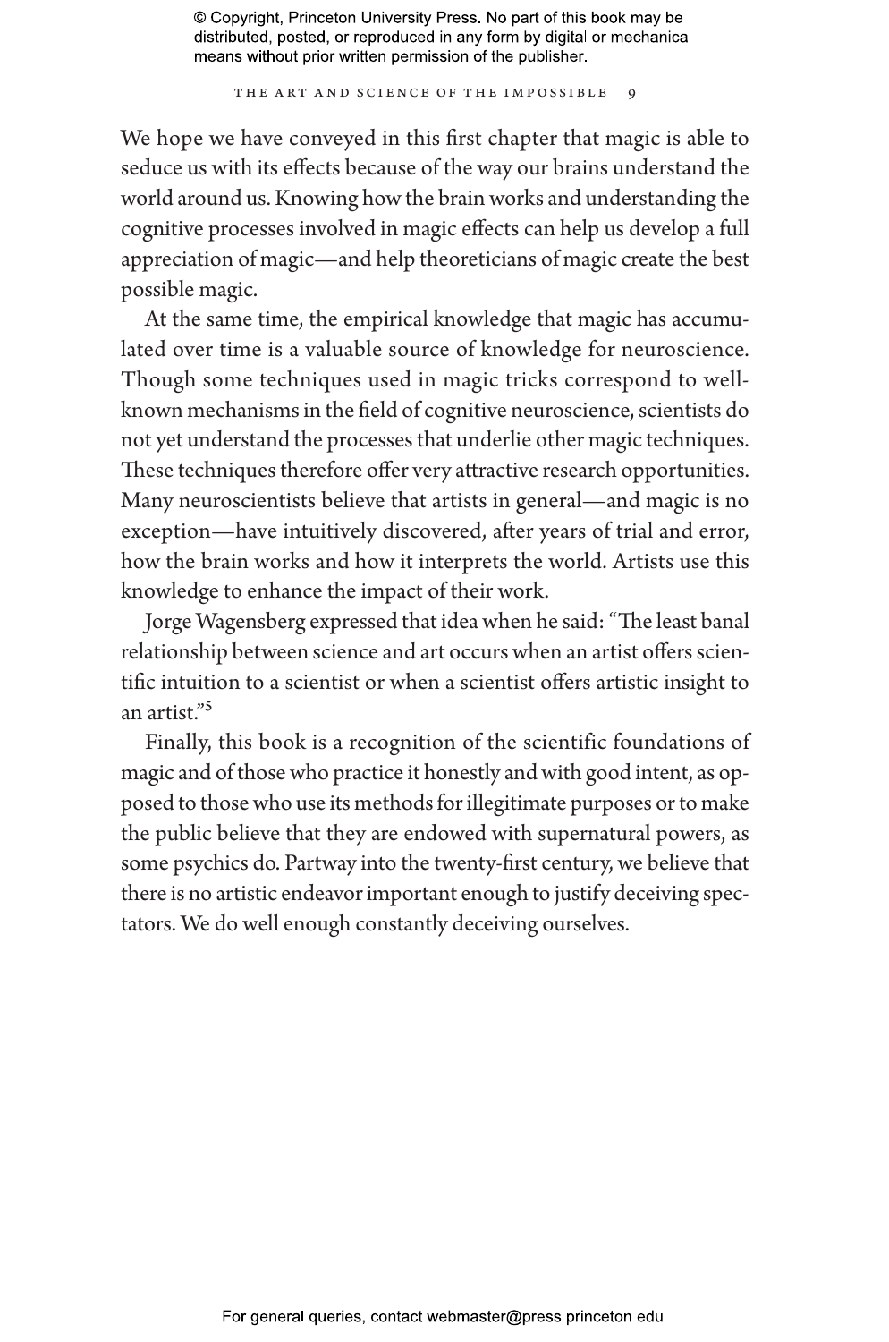We hope we have conveyed in this first chapter that magic is able to seduce us with its effects because of the way our brains understand the world around us. Knowing how the brain works and understanding the cognitive processes involved in magic effects can help us develop a full appreciation of magic—and help theoreticians of magic create the best possible magic.

At the same time, the empirical knowledge that magic has accumulated over time is a valuable source of knowledge for neuroscience. Though some techniques used in magic tricks correspond to well-known mechanisms in the field of cognitive neuroscience, scientists do not yet understand the processes that underlie other magic techniques. These techniques therefore offer very attractive research opportunities. Many neuroscientists believe that artists in general—and magic is no exception—have intuitively discovered, after years of trial and error, how the brain works and how it interprets the world. Artists use this knowledge to enhance the impact of their work.

Jorge Wagensberg expressed that idea when he said: "The least banal relationship between science and art occurs when an artist offers scientific intuition to a scientist or when a scientist offers artistic insight to an artist."[5]

Finally, this book is a recognition of the scientific foundations of magic and of those who practice it honestly and with good intent, as opposed to those who use its methods for illegitimate purposes or to make the public believe that they are endowed with supernatural powers, as some psychics do. Partway into the twenty-first century, we believe that there is no artistic endeavor important enough to justify deceiving spectators. We do well enough constantly deceiving ourselves.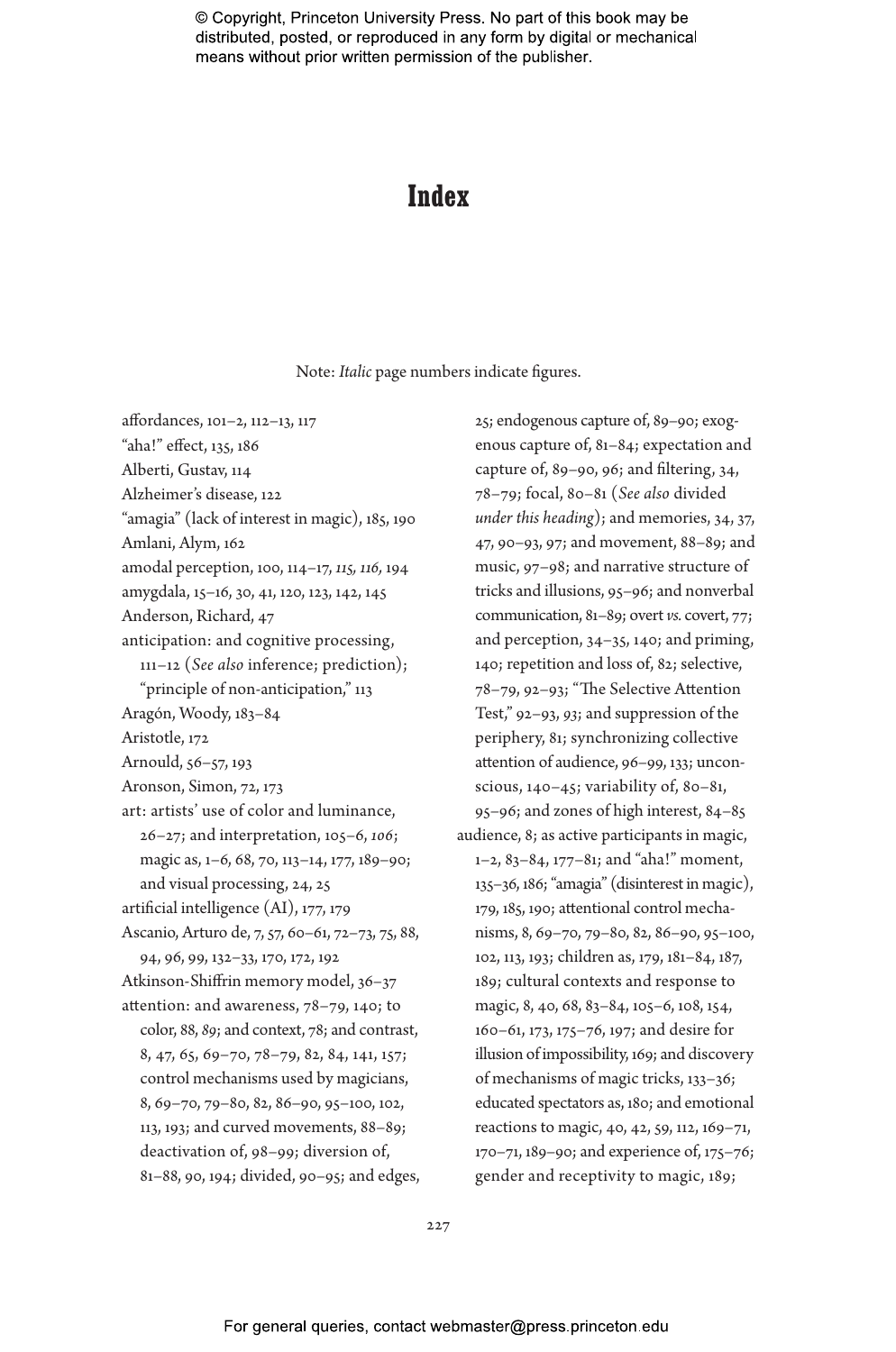# Index

Note: *Italic* page numbers indicate figures.

affordances, 101–2, 112–13, 117
"aha!" effect, 135, 186
Alberti, Gustav, 114
Alzheimer's disease, 122
"amagia" (lack of interest in magic), 185, 190
Amlani, Alym, 162
amodal perception, 100, 114–17, *115, 116,* 194
amygdala, 15–16, 30, 41, 120, 123, 142, 145
Anderson, Richard, 47
anticipation: and cognitive processing, 111–12 (*See also* inference; prediction); "principle of non-anticipation," 113
Aragón, Woody, 183–84
Aristotle, 172
Arnould, 56–57, 193
Aronson, Simon, 72, 173
art: artists' use of color and luminance, 26–27; and interpretation, 105–6, *106*; magic as, 1–6, 68, 70, 113–14, 177, 189–90; and visual processing, 24, 25
artificial intelligence (AI), 177, 179
Ascanio, Arturo de, 7, 57, 60–61, 72–73, 75, 88, 94, 96, 99, 132–33, 170, 172, 192
Atkinson-Shiffrin memory model, 36–37
attention: and awareness, 78–79, 140; to color, 88, *89*; and context, 78; and contrast, 8, 47, 65, 69–70, 78–79, 82, 84, 141, 157; control mechanisms used by magicians, 8, 69–70, 79–80, 82, 86–90, 95–100, 102, 113, 193; and curved movements, 88–89; deactivation of, 98–99; diversion of, 81–88, 90, 194; divided, 90–95; and edges, 25; endogenous capture of, 89–90; exogenous capture of, 81–84; expectation and capture of, 89–90, 96; and filtering, 34, 78–79; focal, 80–81 (*See also* divided *under this heading*); and memories, 34, 37, 47, 90–93, 97; and movement, 88–89; and music, 97–98; and narrative structure of tricks and illusions, 95–96; and nonverbal communication, 81–89; overt *vs.* covert, 77; and perception, 34–35, 140; and priming, 140; repetition and loss of, 82; selective, 78–79, 92–93; "The Selective Attention Test," 92–93, *93*; and suppression of the periphery, 81; synchronizing collective attention of audience, 96–99, 133; unconscious, 140–45; variability of, 80–81, 95–96; and zones of high interest, 84–85
audience, 8; as active participants in magic, 1–2, 83–84, 177–81; and "aha!" moment, 135–36, 186; "amagia" (disinterest in magic), 179, 185, 190; attentional control mechanisms, 8, 69–70, 79–80, 82, 86–90, 95–100, 102, 113, 193; children as, 179, 181–84, 187, 189; cultural contexts and response to magic, 8, 40, 68, 83–84, 105–6, 108, 154, 160–61, 173, 175–76, 197; and desire for illusion of impossibility, 169; and discovery of mechanisms of magic tricks, 133–36; educated spectators as, 180; and emotional reactions to magic, 40, 42, 59, 112, 169–71, 170–71, 189–90; and experience of, 175–76; gender and receptivity to magic, 189;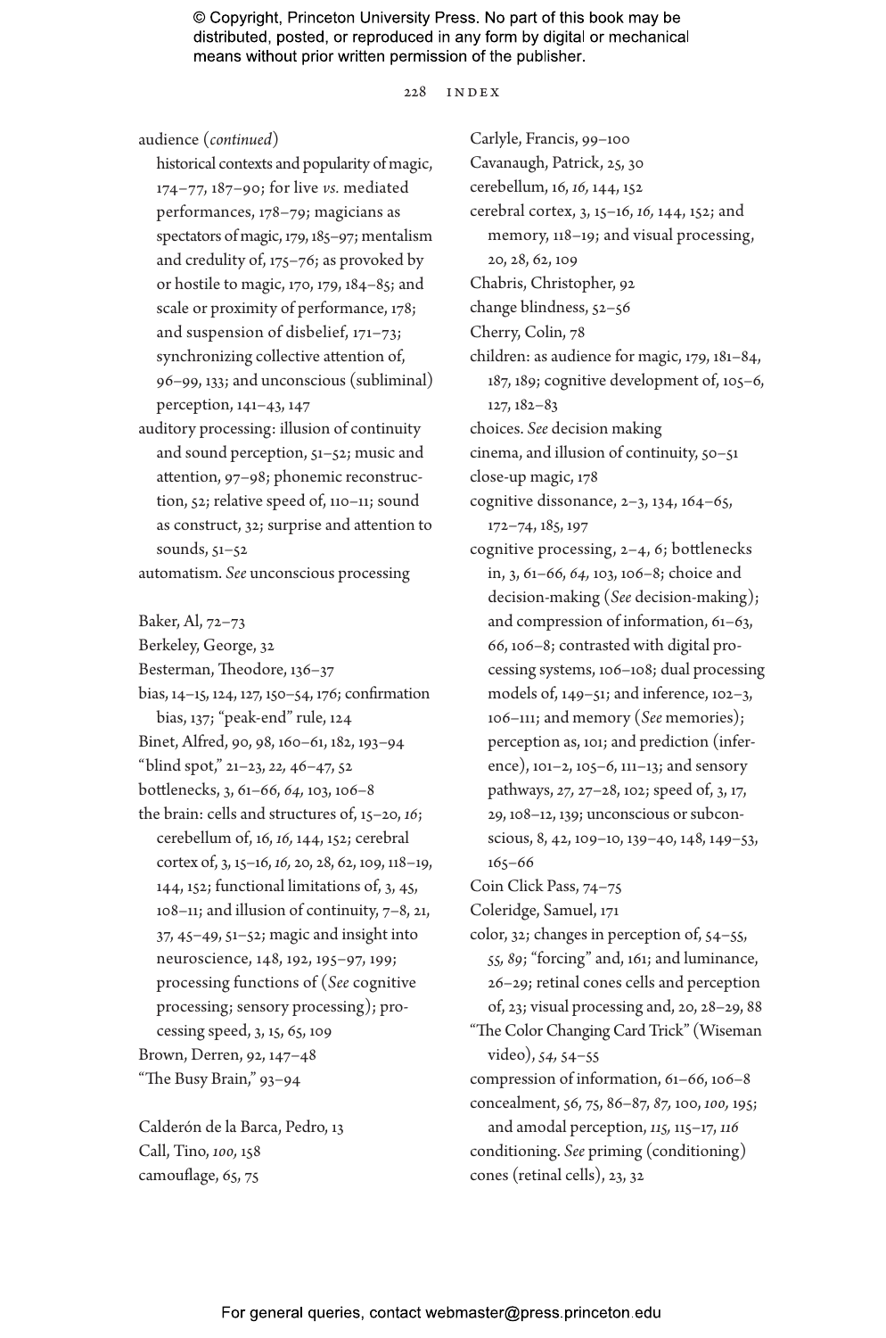audience (*continued*)
historical contexts and popularity of magic, 174–77, 187–90; for live *vs.* mediated performances, 178–79; magicians as spectators of magic, 179, 185–97; mentalism and credulity of, 175–76; as provoked by or hostile to magic, 170, 179, 184–85; and scale or proximity of performance, 178; and suspension of disbelief, 171–73; synchronizing collective attention of, 96–99, 133; and unconscious (subliminal) perception, 141–43, 147

auditory processing: illusion of continuity and sound perception, 51–52; music and attention, 97–98; phonemic reconstruction, 52; relative speed of, 110–11; sound as construct, 32; surprise and attention to sounds, 51–52

automatism. *See* unconscious processing

Baker, Al, 72–73
Berkeley, George, 32
Besterman, Theodore, 136–37
bias, 14–15, 124, 127, 150–54, 176; confirmation bias, 137; "peak-end" rule, 124
Binet, Alfred, 90, 98, 160–61, 182, 193–94
"blind spot," 21–23, *22,* 46–47, 52
bottlenecks, 3, 61–66, *64,* 103, 106–8
the brain: cells and structures of, 15–20, *16*; cerebellum of, 16, *16,* 144, 152; cerebral cortex of, 3, 15–16, *16,* 20, 28, 62, 109, 118–19, 144, 152; functional limitations of, 3, 45, 108–11; and illusion of continuity, 7–8, 21, 37, 45–49, 51–52; magic and insight into neuroscience, 148, 192, 195–97, 199; processing functions of (*See* cognitive processing; sensory processing); processing speed, 3, 15, 65, 109
Brown, Derren, 92, 147–48
"The Busy Brain," 93–94

Calderón de la Barca, Pedro, 13
Call, Tino, *100,* 158
camouflage, 65, 75

Carlyle, Francis, 99–100
Cavanaugh, Patrick, 25, 30
cerebellum, 16, *16,* 144, 152
cerebral cortex, 3, 15–16, *16,* 144, 152; and memory, 118–19; and visual processing, 20, 28, 62, 109
Chabris, Christopher, 92
change blindness, 52–56
Cherry, Colin, 78
children: as audience for magic, 179, 181–84, 187, 189; cognitive development of, 105–6, 127, 182–83
choices. *See* decision making
cinema, and illusion of continuity, 50–51
close-up magic, 178
cognitive dissonance, 2–3, 134, 164–65, 172–74, 185, 197
cognitive processing, 2–4, 6; bottlenecks in, 3, 61–66, *64,* 103, 106–8; choice and decision-making (*See* decision-making); and compression of information, 61–63, 66, 106–8; contrasted with digital processing systems, 106–108; dual processing models of, 149–51; and inference, 102–3, 106–111; and memory (*See* memories); perception as, 101; and prediction (inference), 101–2, 105–6, 111–13; and sensory pathways, *27,* 27–28, 102; speed of, 3, 17, 29, 108–12, 139; unconscious or subconscious, 8, 42, 109–10, 139–40, 148, 149–53, 165–66
Coin Click Pass, 74–75
Coleridge, Samuel, 171
color, 32; changes in perception of, 54–55, *55, 89*; "forcing" and, 161; and luminance, 26–29; retinal cones cells and perception of, 23; visual processing and, 20, 28–29, 88
"The Color Changing Card Trick" (Wiseman video), *54,* 54–55
compression of information, 61–66, 106–8
concealment, 56, 75, 86–87, *87,* 100, *100,* 195; and amodal perception, *115,* 115–17, *116*
conditioning. *See* priming (conditioning)
cones (retinal cells), 23, 32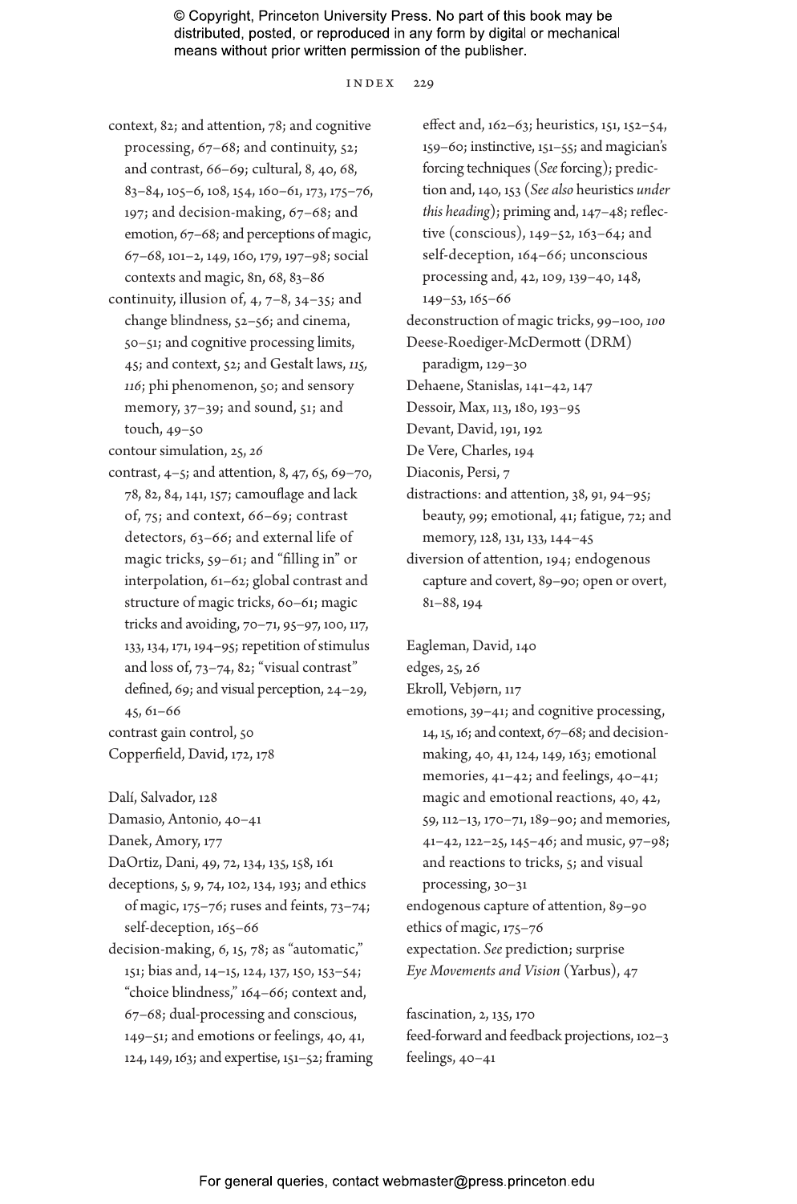context, 82; and attention, 78; and cognitive processing, 67–68; and continuity, 52; and contrast, 66–69; cultural, 8, 40, 68, 83–84, 105–6, 108, 154, 160–61, 173, 175–76, 197; and decision-making, 67–68; and emotion, 67–68; and perceptions of magic, 67–68, 101–2, 149, 160, 179, 197–98; social contexts and magic, 8n, 68, 83–86

continuity, illusion of, 4, 7–8, 34–35; and change blindness, 52–56; and cinema, 50–51; and cognitive processing limits, 45; and context, 52; and Gestalt laws, *115, 116*; phi phenomenon, 50; and sensory memory, 37–39; and sound, 51; and touch, 49–50

contour simulation, 25, *26*

contrast, 4–5; and attention, 8, 47, 65, 69–70, 78, 82, 84, 141, 157; camouflage and lack of, 75; and context, 66–69; contrast detectors, 63–66; and external life of magic tricks, 59–61; and "filling in" or interpolation, 61–62; global contrast and structure of magic tricks, 60–61; magic tricks and avoiding, 70–71, 95–97, 100, 117, 133, 134, 171, 194–95; repetition of stimulus and loss of, 73–74, 82; "visual contrast" defined, 69; and visual perception, 24–29, 45, 61–66

contrast gain control, 50

Copperfield, David, 172, 178

Dalí, Salvador, 128

Damasio, Antonio, 40–41

Danek, Amory, 177

DaOrtiz, Dani, 49, 72, 134, 135, 158, 161

deceptions, 5, 9, 74, 102, 134, 193; and ethics of magic, 175–76; ruses and feints, 73–74; self-deception, 165–66

decision-making, 6, 15, 78; as "automatic," 151; bias and, 14–15, 124, 137, 150, 153–54; "choice blindness," 164–66; context and, 67–68; dual-processing and conscious, 149–51; and emotions or feelings, 40, 41, 124, 149, 163; and expertise, 151–52; framing effect and, 162–63; heuristics, 151, 152–54, 159–60; instinctive, 151–55; and magician's forcing techniques (*See* forcing); prediction and, 140, 153 (*See also* heuristics *under this heading*); priming and, 147–48; reflective (conscious), 149–52, 163–64; and self-deception, 164–66; unconscious processing and, 42, 109, 139–40, 148, 149–53, 165–66

deconstruction of magic tricks, 99–100, *100*

Deese-Roediger-McDermott (DRM) paradigm, 129–30

Dehaene, Stanislas, 141–42, 147

Dessoir, Max, 113, 180, 193–95

Devant, David, 191, 192

De Vere, Charles, 194

Diaconis, Persi, 7

distractions: and attention, 38, 91, 94–95; beauty, 99; emotional, 41; fatigue, 72; and memory, 128, 131, 133, 144–45

diversion of attention, 194; endogenous capture and covert, 89–90; open or overt, 81–88, 194

Eagleman, David, 140

edges, 25, 26

Ekroll, Vebjørn, 117

emotions, 39–41; and cognitive processing, 14, 15, 16; and context, 67–68; and decision-making, 40, 41, 124, 149, 163; emotional memories, 41–42; and feelings, 40–41; magic and emotional reactions, 40, 42, 59, 112–13, 170–71, 189–90; and memories, 41–42, 122–25, 145–46; and music, 97–98; and reactions to tricks, 5; and visual processing, 30–31

endogenous capture of attention, 89–90

ethics of magic, 175–76

expectation. *See* prediction; surprise

*Eye Movements and Vision* (Yarbus), 47

fascination, 2, 135, 170

feed-forward and feedback projections, 102–3

feelings, 40–41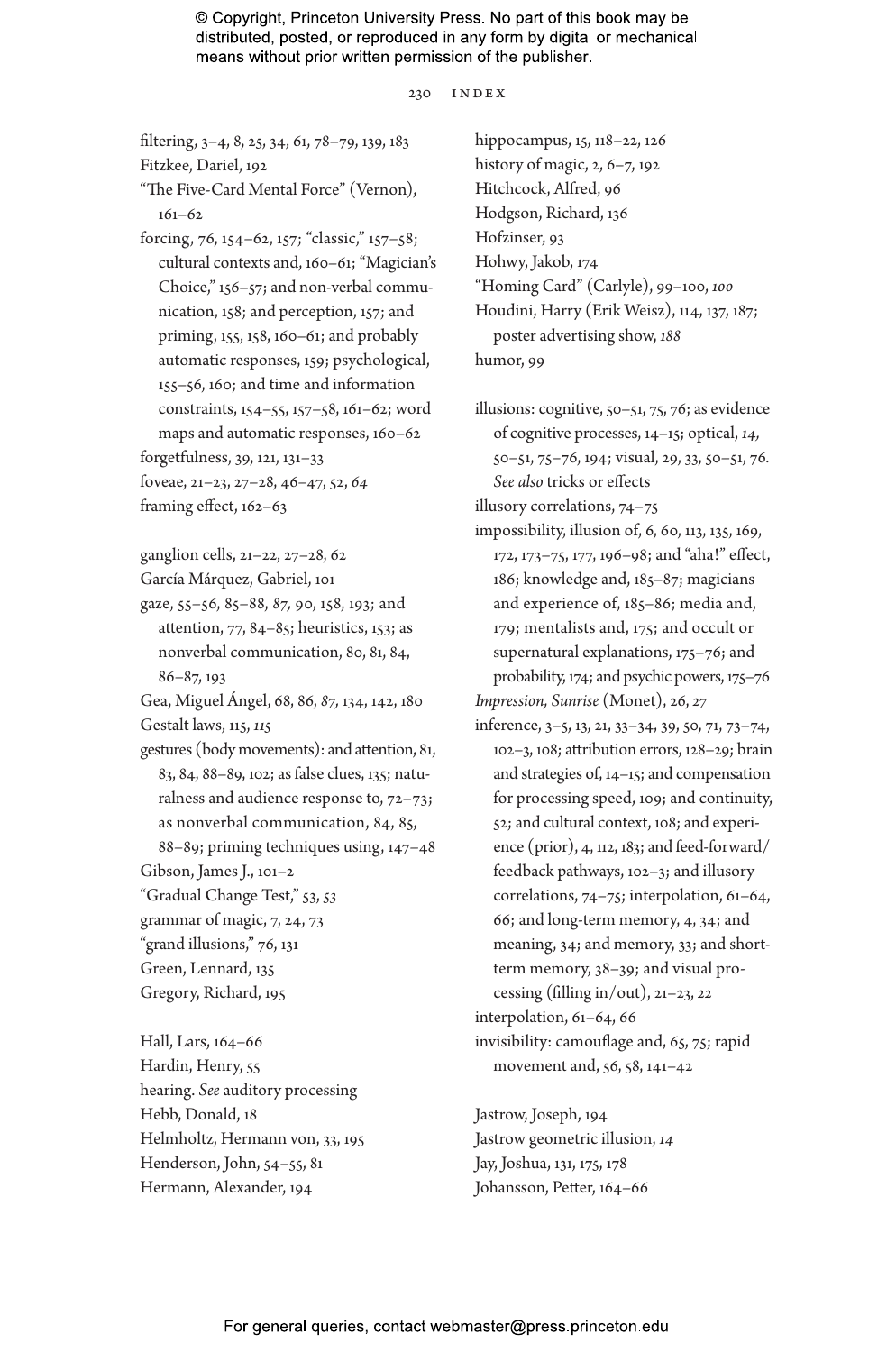filtering, 3–4, 8, 25, 34, 61, 78–79, 139, 183
Fitzkee, Dariel, 192
"The Five-Card Mental Force" (Vernon), 161–62
forcing, 76, 154–62, 157; "classic," 157–58; cultural contexts and, 160–61; "Magician's Choice," 156–57; and non-verbal communication, 158; and perception, 157; and priming, 155, 158, 160–61; and probably automatic responses, 159; psychological, 155–56, 160; and time and information constraints, 154–55, 157–58, 161–62; word maps and automatic responses, 160–62
forgetfulness, 39, 121, 131–33
foveae, 21–23, 27–28, 46–47, 52, *64*
framing effect, 162–63

ganglion cells, 21–22, 27–28, 62
García Márquez, Gabriel, 101
gaze, 55–56, 85–88, *87*, 90, 158, 193; and attention, 77, 84–85; heuristics, 153; as nonverbal communication, 80, 81, 84, 86–87, 193
Gea, Miguel Ángel, 68, 86, *87*, 134, 142, 180
Gestalt laws, 115, *115*
gestures (body movements): and attention, 81, 83, 84, 88–89, 102; as false clues, 135; naturalness and audience response to, 72–73; as nonverbal communication, 84, 85, 88–89; priming techniques using, 147–48
Gibson, James J., 101–2
"Gradual Change Test," 53, *53*
grammar of magic, 7, 24, 73
"grand illusions," 76, 131
Green, Lennard, 135
Gregory, Richard, 195

Hall, Lars, 164–66
Hardin, Henry, 55
hearing. *See* auditory processing
Hebb, Donald, 18
Helmholtz, Hermann von, 33, 195
Henderson, John, 54–55, 81
Hermann, Alexander, 194
hippocampus, 15, 118–22, 126
history of magic, 2, 6–7, 192
Hitchcock, Alfred, 96
Hodgson, Richard, 136
Hofzinser, 93
Hohwy, Jakob, 174
"Homing Card" (Carlyle), 99–100, *100*
Houdini, Harry (Erik Weisz), 114, 137, 187; poster advertising show, *188*
humor, 99

illusions: cognitive, 50–51, 75, 76; as evidence of cognitive processes, 14–15; optical, *14*, 50–51, 75–76, 194; visual, 29, 33, 50–51, 76. *See also* tricks or effects
illusory correlations, 74–75
impossibility, illusion of, 6, 60, 113, 135, 169, 172, 173–75, 177, 196–98; and "aha!" effect, 186; knowledge and, 185–87; magicians and experience of, 185–86; media and, 179; mentalists and, 175; and occult or supernatural explanations, 175–76; and probability, 174; and psychic powers, 175–76
*Impression, Sunrise* (Monet), 26, *27*
inference, 3–5, 13, 21, 33–34, 39, 50, 71, 73–74, 102–3, 108; attribution errors, 128–29; brain and strategies of, 14–15; and compensation for processing speed, 109; and continuity, 52; and cultural context, 108; and experience (prior), 4, 112, 183; and feed-forward/feedback pathways, 102–3; and illusory correlations, 74–75; interpolation, 61–64, 66; and long-term memory, 4, 34; and meaning, 34; and memory, 33; and short-term memory, 38–39; and visual processing (filling in/out), 21–23, *22*
interpolation, 61–64, 66
invisibility: camouflage and, 65, 75; rapid movement and, 56, 58, 141–42

Jastrow, Joseph, 194
Jastrow geometric illusion, *14*
Jay, Joshua, 131, 175, 178
Johansson, Petter, 164–66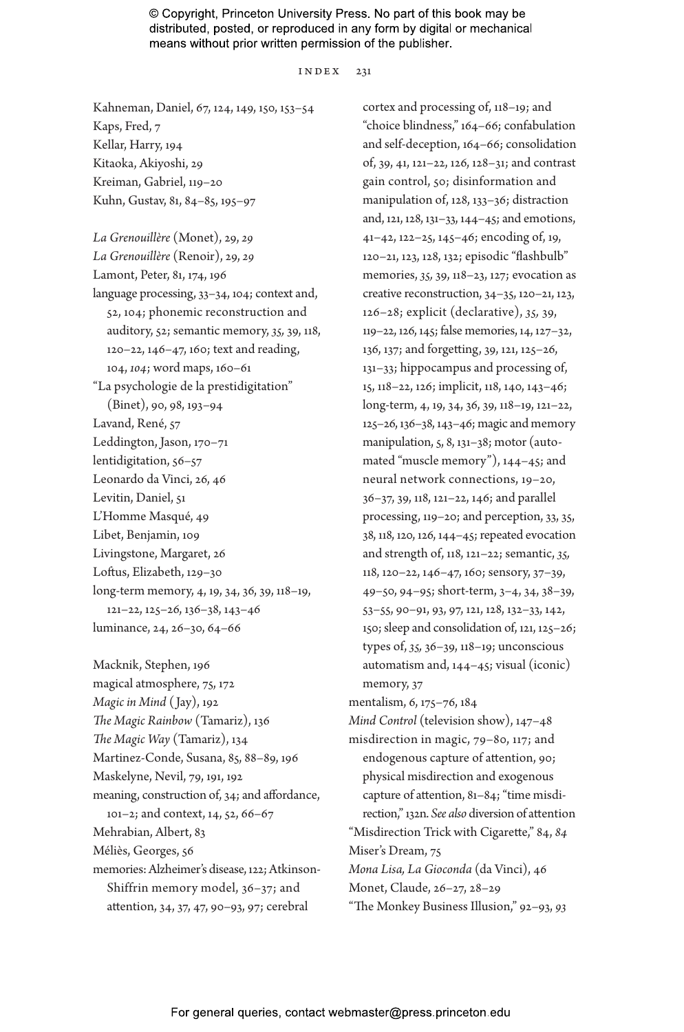Kahneman, Daniel, 67, 124, 149, 150, 153–54
Kaps, Fred, 7
Kellar, Harry, 194
Kitaoka, Akiyoshi, 29
Kreiman, Gabriel, 119–20
Kuhn, Gustav, 81, 84–85, 195–97

*La Grenouillère* (Monet), 29, *29*
*La Grenouillère* (Renoir), 29, *29*
Lamont, Peter, 81, 174, 196
language processing, 33–34, 104; context and, 52, 104; phonemic reconstruction and auditory, 52; semantic memory, 35, 39, 118, 120–22, 146–47, 160; text and reading, 104, *104*; word maps, 160–61
"La psychologie de la prestidigitation" (Binet), 90, 98, 193–94
Lavand, René, 57
Leddington, Jason, 170–71
lentidigitation, 56–57
Leonardo da Vinci, 26, 46
Levitin, Daniel, 51
L'Homme Masqué, 49
Libet, Benjamin, 109
Livingstone, Margaret, 26
Loftus, Elizabeth, 129–30
long-term memory, 4, 19, 34, 36, 39, 118–19, 121–22, 125–26, 136–38, 143–46
luminance, 24, 26–30, 64–66

Macknik, Stephen, 196
magical atmosphere, 75, 172
*Magic in Mind* (Jay), 192
*The Magic Rainbow* (Tamariz), 136
*The Magic Way* (Tamariz), 134
Martinez-Conde, Susana, 85, 88–89, 196
Maskelyne, Nevil, 79, 191, 192
meaning, construction of, 34; and affordance, 101–2; and context, 14, 52, 66–67
Mehrabian, Albert, 83
Méliès, Georges, 56
memories: Alzheimer's disease, 122; Atkinson-Shiffrin memory model, 36–37; and attention, 34, 37, 47, 90–93, 97; cerebral cortex and processing of, 118–19; and "choice blindness," 164–66; confabulation and self-deception, 164–66; consolidation of, 39, 41, 121–22, 126, 128–31; and contrast gain control, 50; disinformation and manipulation of, 128, 133–36; distraction and, 121, 128, 131–33, 144–45; and emotions, 41–42, 122–25, 145–46; encoding of, 19, 120–21, 123, 128, 132; episodic "flashbulb" memories, 35, 39, 118–23, 127; evocation as creative reconstruction, 34–35, 120–21, 123, 126–28; explicit (declarative), 35, 39, 119–22, 126, 145; false memories, 14, 127–32, 136, 137; and forgetting, 39, 121, 125–26, 131–33; hippocampus and processing of, 15, 118–22, 126; implicit, 118, 140, 143–46; long-term, 4, 19, 34, 36, 39, 118–19, 121–22, 125–26, 136–38, 143–46; magic and memory manipulation, 5, 8, 131–38; motor (automated "muscle memory"), 144–45; and neural network connections, 19–20, 36–37, 39, 118, 121–22, 146; and parallel processing, 119–20; and perception, 33, 35, 38, 118, 120, 126, 144–45; repeated evocation and strength of, 118, 121–22; semantic, 35, 118, 120–22, 146–47, 160; sensory, 37–39, 49–50, 94–95; short-term, 3–4, 34, 38–39, 53–55, 90–91, 93, 97, 121, 128, 132–33, 142, 150; sleep and consolidation of, 121, 125–26; types of, 35, 36–39, 118–19; unconscious automatism and, 144–45; visual (iconic) memory, 37
mentalism, 6, 175–76, 184
*Mind Control* (television show), 147–48
misdirection in magic, 79–80, 117; and endogenous capture of attention, 90; physical misdirection and exogenous capture of attention, 81–84; "time misdirection," 132n. *See also* diversion of attention
"Misdirection Trick with Cigarette," 84, *84*
Miser's Dream, 75
*Mona Lisa, La Gioconda* (da Vinci), 46
Monet, Claude, 26–27, 28–29
"The Monkey Business Illusion," 92–93, *93*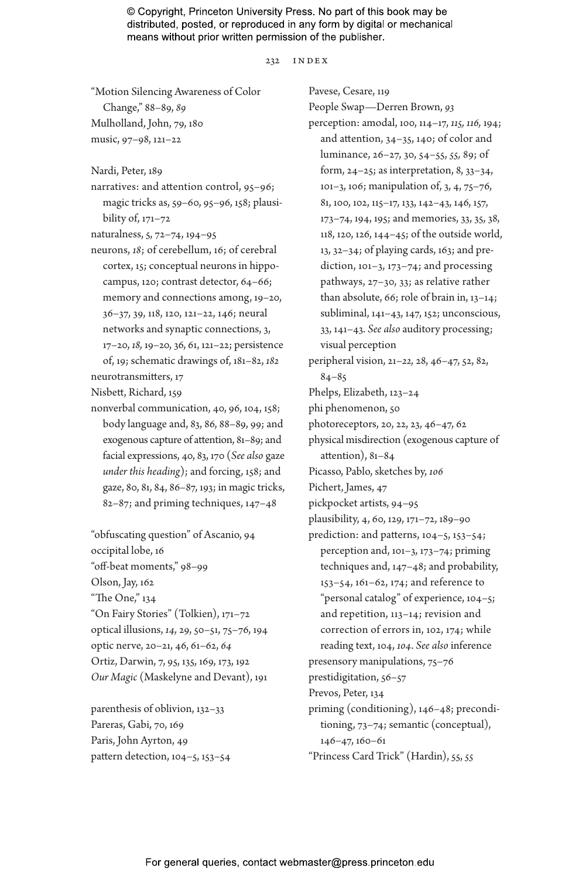"Motion Silencing Awareness of Color Change," 88–89, *89*
Mulholland, John, 79, 180
music, 97–98, 121–22

Nardi, Peter, 189
narratives: and attention control, 95–96; magic tricks as, 59–60, 95–96, 158; plausibility of, 171–72
naturalness, 5, 72–74, 194–95
neurons, *18*; of cerebellum, 16; of cerebral cortex, 15; conceptual neurons in hippocampus, 120; contrast detector, 64–66; memory and connections among, 19–20, 36–37, 39, 118, 120, 121–22, 146; neural networks and synaptic connections, 3, 17–20, *18*, 19–20, 36, *61*, 121–22; persistence of, 19; schematic drawings of, 181–82, *182*
neurotransmitters, 17
Nisbett, Richard, 159
nonverbal communication, 40, 96, 104, 158; body language and, 83, 86, 88–89, 99; and exogenous capture of attention, 81–89; and facial expressions, 40, 83, 170 (*See also* gaze *under this heading*); and forcing, 158; and gaze, 80, 81, 84, 86–87, 193; in magic tricks, 82–87; and priming techniques, 147–48

"obfuscating question" of Ascanio, 94
occipital lobe, 16
"off-beat moments," 98–99
Olson, Jay, 162
"The One," 134
"On Fairy Stories" (Tolkien), 171–72
optical illusions, *14*, 29, 50–51, 75–76, 194
optic nerve, 20–21, 46, 61–62, *64*
Ortiz, Darwin, 7, 95, 135, 169, 173, 192
*Our Magic* (Maskelyne and Devant), 191

parenthesis of oblivion, 132–33
Pareras, Gabi, 70, 169
Paris, John Ayrton, 49
pattern detection, 104–5, 153–54
Pavese, Cesare, 119
People Swap—Derren Brown, *93*
perception: amodal, 100, 114–17, *115*, *116*, 194; and attention, 34–35, 140; of color and luminance, 26–27, 30, 54–55, *55*, 89; of form, 24–25; as interpretation, 8, 33–34, 101–3, 106; manipulation of, 3, 4, 75–76, 81, 100, 102, 115–17, 133, 142–43, 146, 157, 173–74, 194, 195; and memories, 33, 35, 38, 118, 120, 126, 144–45; of the outside world, 13, 32–34; of playing cards, 163; and prediction, 101–3, 173–74; and processing pathways, 27–30, 33; as relative rather than absolute, 66; role of brain in, 13–14; subliminal, 141–43, 147, 152; unconscious, 33, 141–43. *See also* auditory processing; visual perception
peripheral vision, 21–*22*, 28, 46–47, 52, 82, 84–85
Phelps, Elizabeth, 123–24
phi phenomenon, 50
photoreceptors, 20, 22, 23, 46–47, 62
physical misdirection (exogenous capture of attention), 81–84
Picasso, Pablo, sketches by, *106*
Pichert, James, 47
pickpocket artists, 94–95
plausibility, 4, 60, 129, 171–72, 189–90
prediction: and patterns, 104–5, 153–54; perception and, 101–3, 173–74; priming techniques and, 147–48; and probability, 153–54, 161–62, 174; and reference to "personal catalog" of experience, 104–5; and repetition, 113–14; revision and correction of errors in, 102, 174; while reading text, 104, *104*. *See also* inference
presensory manipulations, 75–76
prestidigitation, 56–57
Prevos, Peter, 134
priming (conditioning), 146–48; preconditioning, 73–74; semantic (conceptual), 146–47, 160–61
"Princess Card Trick" (Hardin), 55, *55*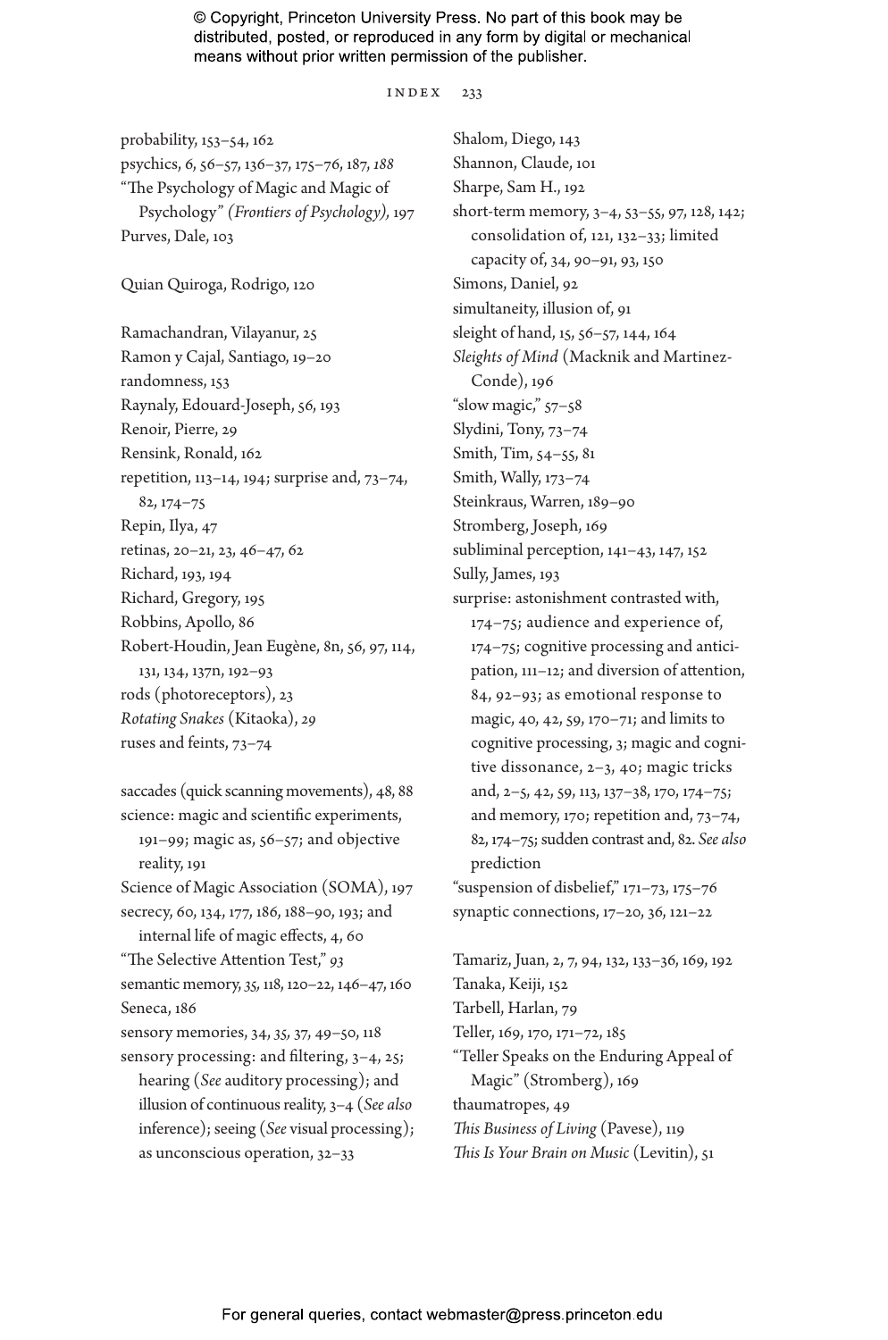probability, 153–54, 162
psychics, 6, 56–57, 136–37, 175–76, 187, *188*
"The Psychology of Magic and Magic of Psychology" *(Frontiers of Psychology),* 197
Purves, Dale, 103

Quian Quiroga, Rodrigo, 120

Ramachandran, Vilayanur, 25
Ramon y Cajal, Santiago, 19–20
randomness, 153
Raynaly, Edouard-Joseph, 56, 193
Renoir, Pierre, 29
Rensink, Ronald, 162
repetition, 113–14, 194; surprise and, 73–74, 82, 174–75
Repin, Ilya, 47
retinas, 20–21, 23, 46–47, 62
Richard, 193, 194
Richard, Gregory, 195
Robbins, Apollo, 86
Robert-Houdin, Jean Eugène, 8n, 56, 97, 114, 131, 134, 137n, 192–93
rods (photoreceptors), 23
*Rotating Snakes* (Kitaoka), *29*
ruses and feints, 73–74

saccades (quick scanning movements), 48, 88
science: magic and scientific experiments, 191–99; magic as, 56–57; and objective reality, 191
Science of Magic Association (SOMA), 197
secrecy, 60, 134, 177, 186, 188–90, 193; and internal life of magic effects, 4, 60
"The Selective Attention Test," *93*
semantic memory, *35*, 118, 120–22, 146–47, 160
Seneca, 186
sensory memories, 34, *35*, 37, 49–50, 118
sensory processing: and filtering, 3–4, 25; hearing (*See* auditory processing); and illusion of continuous reality, 3–4 (*See also* inference); seeing (*See* visual processing); as unconscious operation, 32–33
Shalom, Diego, 143
Shannon, Claude, 101
Sharpe, Sam H., 192
short-term memory, 3–4, 53–55, 97, 128, 142; consolidation of, 121, 132–33; limited capacity of, 34, 90–91, 93, 150
Simons, Daniel, 92
simultaneity, illusion of, 91
sleight of hand, 15, 56–57, 144, 164
*Sleights of Mind* (Macknik and Martinez-Conde), 196
"slow magic," 57–58
Slydini, Tony, 73–74
Smith, Tim, 54–55, 81
Smith, Wally, 173–74
Steinkraus, Warren, 189–90
Stromberg, Joseph, 169
subliminal perception, 141–43, 147, 152
Sully, James, 193
surprise: astonishment contrasted with, 174–75; audience and experience of, 174–75; cognitive processing and anticipation, 111–12; and diversion of attention, 84, 92–93; as emotional response to magic, 40, 42, 59, 170–71; and limits to cognitive processing, 3; magic and cognitive dissonance, 2–3, 40; magic tricks and, 2–5, 42, 59, 113, 137–38, 170, 174–75; and memory, 170; repetition and, 73–74, 82, 174–75; sudden contrast and, 82. *See also* prediction
"suspension of disbelief," 171–73, 175–76
synaptic connections, 17–20, 36, 121–22

Tamariz, Juan, 2, 7, 94, 132, 133–36, 169, 192
Tanaka, Keiji, 152
Tarbell, Harlan, 79
Teller, 169, 170, 171–72, 185
"Teller Speaks on the Enduring Appeal of Magic" (Stromberg), 169
thaumatropes, 49
*This Business of Living* (Pavese), 119
*This Is Your Brain on Music* (Levitin), 51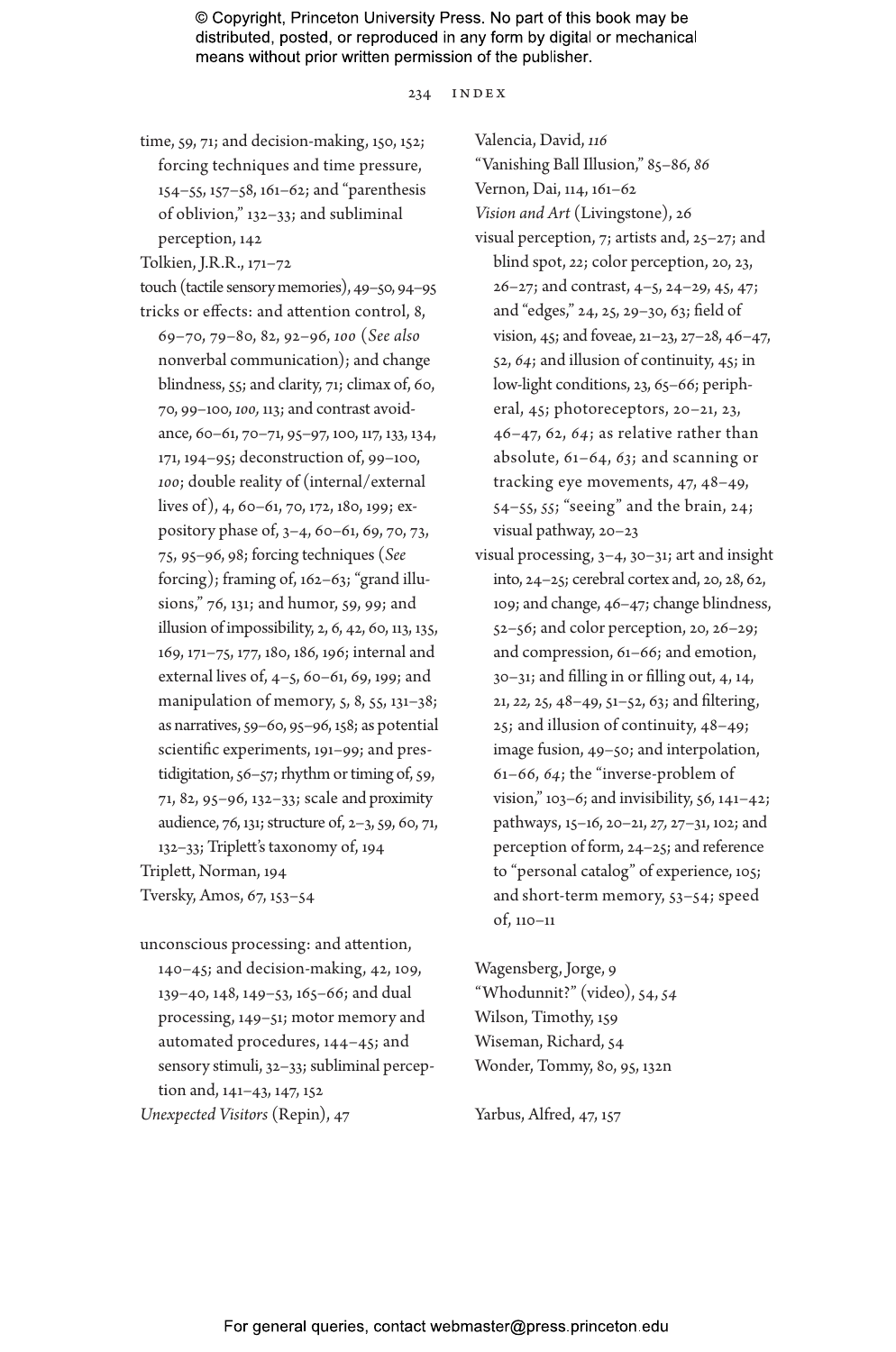time, 59, 71; and decision-making, 150, 152; forcing techniques and time pressure, 154–55, 157–58, 161–62; and "parenthesis of oblivion," 132–33; and subliminal perception, 142

Tolkien, J.R.R., 171–72

touch (tactile sensory memories), 49–50, 94–95

tricks or effects: and attention control, 8, 69–70, 79–80, 82, 92–96, *100* (*See also* nonverbal communication); and change blindness, 55; and clarity, 71; climax of, 60, 70, 99–100, *100,* 113; and contrast avoidance, 60–61, 70–71, 95–97, 100, 117, 133, 134, 171, 194–95; deconstruction of, 99–100, *100*; double reality of (internal/external lives of), 4, 60–61, 70, 172, 180, 199; expository phase of, 3–4, 60–61, 69, 70, 73, 75, 95–96, 98; forcing techniques (*See* forcing); framing of, 162–63; "grand illusions," 76, 131; and humor, 59, 99; and illusion of impossibility, 2, 6, 42, 60, 113, 135, 169, 171–75, 177, 180, 186, 196; internal and external lives of, 4–5, 60–61, 69, 199; and manipulation of memory, 5, 8, 55, 131–38; as narratives, 59–60, 95–96, 158; as potential scientific experiments, 191–99; and prestidigitation, 56–57; rhythm or timing of, 59, 71, 82, 95–96, 132–33; scale and proximity audience, 76, 131; structure of, 2–3, 59, 60, 71, 132–33; Triplett's taxonomy of, 194

Triplett, Norman, 194

Tversky, Amos, 67, 153–54

unconscious processing: and attention, 140–45; and decision-making, 42, 109, 139–40, 148, 149–53, 165–66; and dual processing, 149–51; motor memory and automated procedures, 144–45; and sensory stimuli, 32–33; subliminal perception and, 141–43, 147, 152

*Unexpected Visitors* (Repin), 47

Valencia, David, *116*

"Vanishing Ball Illusion," 85–86, *86*

Vernon, Dai, 114, 161–62

*Vision and Art* (Livingstone), 26

visual perception, 7; artists and, 25–27; and blind spot, *22*; color perception, 20, 23, 26–27; and contrast, 4–5, 24–29, 45, 47; and "edges," 24, 25, 29–30, 63; field of vision, 45; and foveae, 21–23, 27–28, 46–47, 52, *64*; and illusion of continuity, 45; in low-light conditions, 23, 65–66; peripheral, 45; photoreceptors, 20–21, 23, 46–47, 62, *64*; as relative rather than absolute, 61–64, *63*; and scanning or tracking eye movements, 47, 48–49, 54–55, *55*; "seeing" and the brain, 24; visual pathway, 20–23

visual processing, 3–4, 30–31; art and insight into, 24–25; cerebral cortex and, 20, 28, 62, 109; and change, 46–47; change blindness, 52–56; and color perception, 20, 26–29; and compression, 61–66; and emotion, 30–31; and filling in or filling out, 4, 14, 21, *22,* 25, 48–49, 51–52, 63; and filtering, 25; and illusion of continuity, 48–49; image fusion, 49–50; and interpolation, 61–66, *64*; the "inverse-problem of vision," 103–6; and invisibility, 56, 141–42; pathways, 15–16, 20–21, *27,* 27–31, 102; and perception of form, 24–25; and reference to "personal catalog" of experience, 105; and short-term memory, 53–54; speed of, 110–11

Wagensberg, Jorge, 9

"Whodunnit?" (video), 54, *54*

Wilson, Timothy, 159

Wiseman, Richard, 54

Wonder, Tommy, 80, 95, 132n

Yarbus, Alfred, 47, 157